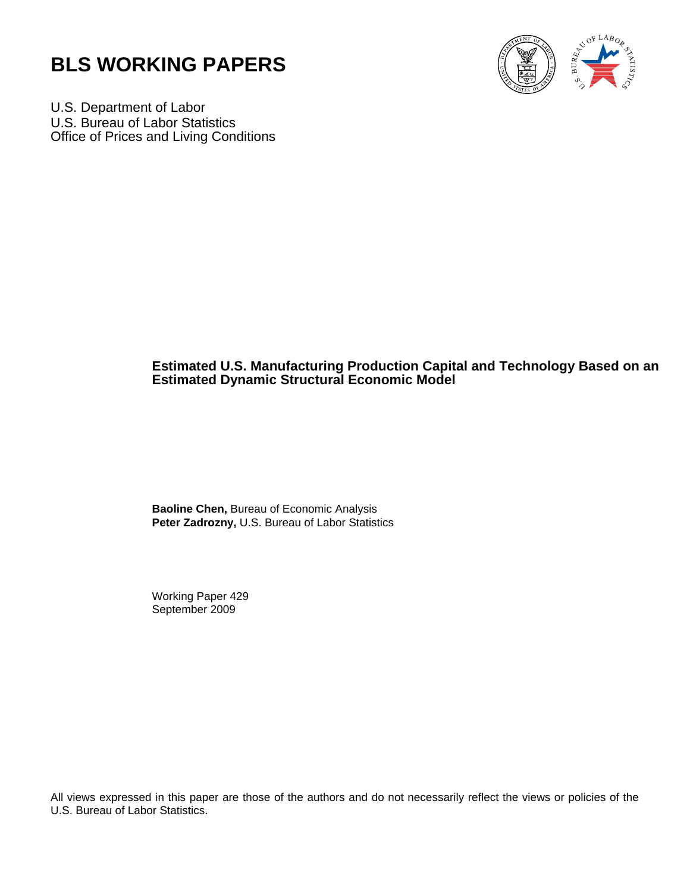# BLS WORKING PAPERS

U.S. Department of Labor
U.S. Bureau of Labor Statistics
Office of Prices and Living Conditions

**Estimated U.S. Manufacturing Production Capital and Technology Based on an Estimated Dynamic Structural Economic Model**

**Baoline Chen,** Bureau of Economic Analysis
**Peter Zadrozny,** U.S. Bureau of Labor Statistics

Working Paper 429
September 2009

All views expressed in this paper are those of the authors and do not necessarily reflect the views or policies of the U.S. Bureau of Labor Statistics.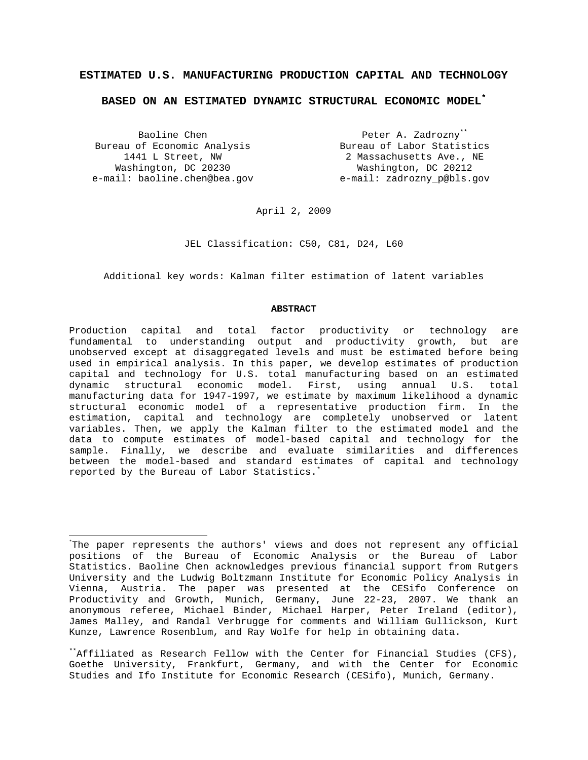# ESTIMATED U.S. MANUFACTURING PRODUCTION CAPITAL AND TECHNOLOGY BASED ON AN ESTIMATED DYNAMIC STRUCTURAL ECONOMIC MODEL[*]

Baoline Chen
Bureau of Economic Analysis
1441 L Street, NW
Washington, DC 20230
e-mail: baoline.chen@bea.gov

Peter A. Zadrozny[**]
Bureau of Labor Statistics
2 Massachusetts Ave., NE
Washington, DC 20212
e-mail: zadrozny_p@bls.gov

April 2, 2009

JEL Classification: C50, C81, D24, L60

Additional key words: Kalman filter estimation of latent variables

**ABSTRACT**

Production capital and total factor productivity or technology are fundamental to understanding output and productivity growth, but are unobserved except at disaggregated levels and must be estimated before being used in empirical analysis. In this paper, we develop estimates of production capital and technology for U.S. total manufacturing based on an estimated dynamic structural economic model. First, using annual U.S. total manufacturing data for 1947-1997, we estimate by maximum likelihood a dynamic structural economic model of a representative production firm. In the estimation, capital and technology are completely unobserved or latent variables. Then, we apply the Kalman filter to the estimated model and the data to compute estimates of model-based capital and technology for the sample. Finally, we describe and evaluate similarities and differences between the model-based and standard estimates of capital and technology reported by the Bureau of Labor Statistics.[*]

---

[*]The paper represents the authors' views and does not represent any official positions of the Bureau of Economic Analysis or the Bureau of Labor Statistics. Baoline Chen acknowledges previous financial support from Rutgers University and the Ludwig Boltzmann Institute for Economic Policy Analysis in Vienna, Austria. The paper was presented at the CESifo Conference on Productivity and Growth, Munich, Germany, June 22-23, 2007. We thank an anonymous referee, Michael Binder, Michael Harper, Peter Ireland (editor), James Malley, and Randal Verbrugge for comments and William Gullickson, Kurt Kunze, Lawrence Rosenblum, and Ray Wolfe for help in obtaining data.

[**]Affiliated as Research Fellow with the Center for Financial Studies (CFS), Goethe University, Frankfurt, Germany, and with the Center for Economic Studies and Ifo Institute for Economic Research (CESifo), Munich, Germany.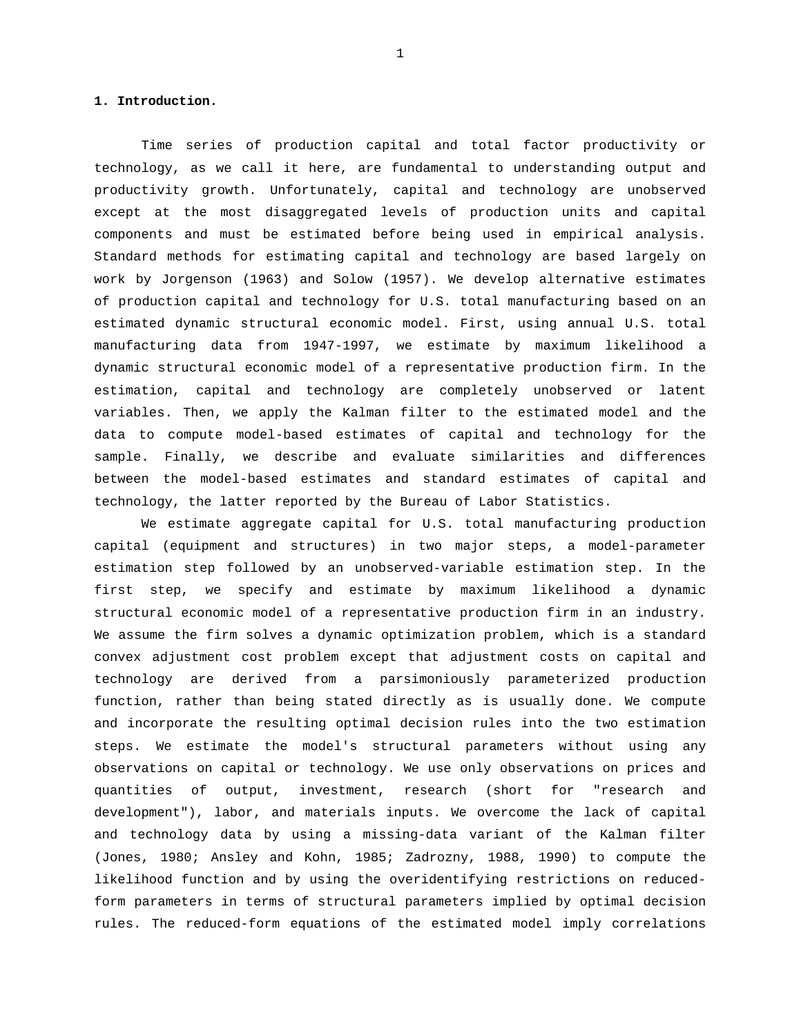**1. Introduction.**

Time series of production capital and total factor productivity or technology, as we call it here, are fundamental to understanding output and productivity growth. Unfortunately, capital and technology are unobserved except at the most disaggregated levels of production units and capital components and must be estimated before being used in empirical analysis. Standard methods for estimating capital and technology are based largely on work by Jorgenson (1963) and Solow (1957). We develop alternative estimates of production capital and technology for U.S. total manufacturing based on an estimated dynamic structural economic model. First, using annual U.S. total manufacturing data from 1947-1997, we estimate by maximum likelihood a dynamic structural economic model of a representative production firm. In the estimation, capital and technology are completely unobserved or latent variables. Then, we apply the Kalman filter to the estimated model and the data to compute model-based estimates of capital and technology for the sample. Finally, we describe and evaluate similarities and differences between the model-based estimates and standard estimates of capital and technology, the latter reported by the Bureau of Labor Statistics.

We estimate aggregate capital for U.S. total manufacturing production capital (equipment and structures) in two major steps, a model-parameter estimation step followed by an unobserved-variable estimation step. In the first step, we specify and estimate by maximum likelihood a dynamic structural economic model of a representative production firm in an industry. We assume the firm solves a dynamic optimization problem, which is a standard convex adjustment cost problem except that adjustment costs on capital and technology are derived from a parsimoniously parameterized production function, rather than being stated directly as is usually done. We compute and incorporate the resulting optimal decision rules into the two estimation steps. We estimate the model's structural parameters without using any observations on capital or technology. We use only observations on prices and quantities of output, investment, research (short for "research and development"), labor, and materials inputs. We overcome the lack of capital and technology data by using a missing-data variant of the Kalman filter (Jones, 1980; Ansley and Kohn, 1985; Zadrozny, 1988, 1990) to compute the likelihood function and by using the overidentifying restrictions on reduced-form parameters in terms of structural parameters implied by optimal decision rules. The reduced-form equations of the estimated model imply correlations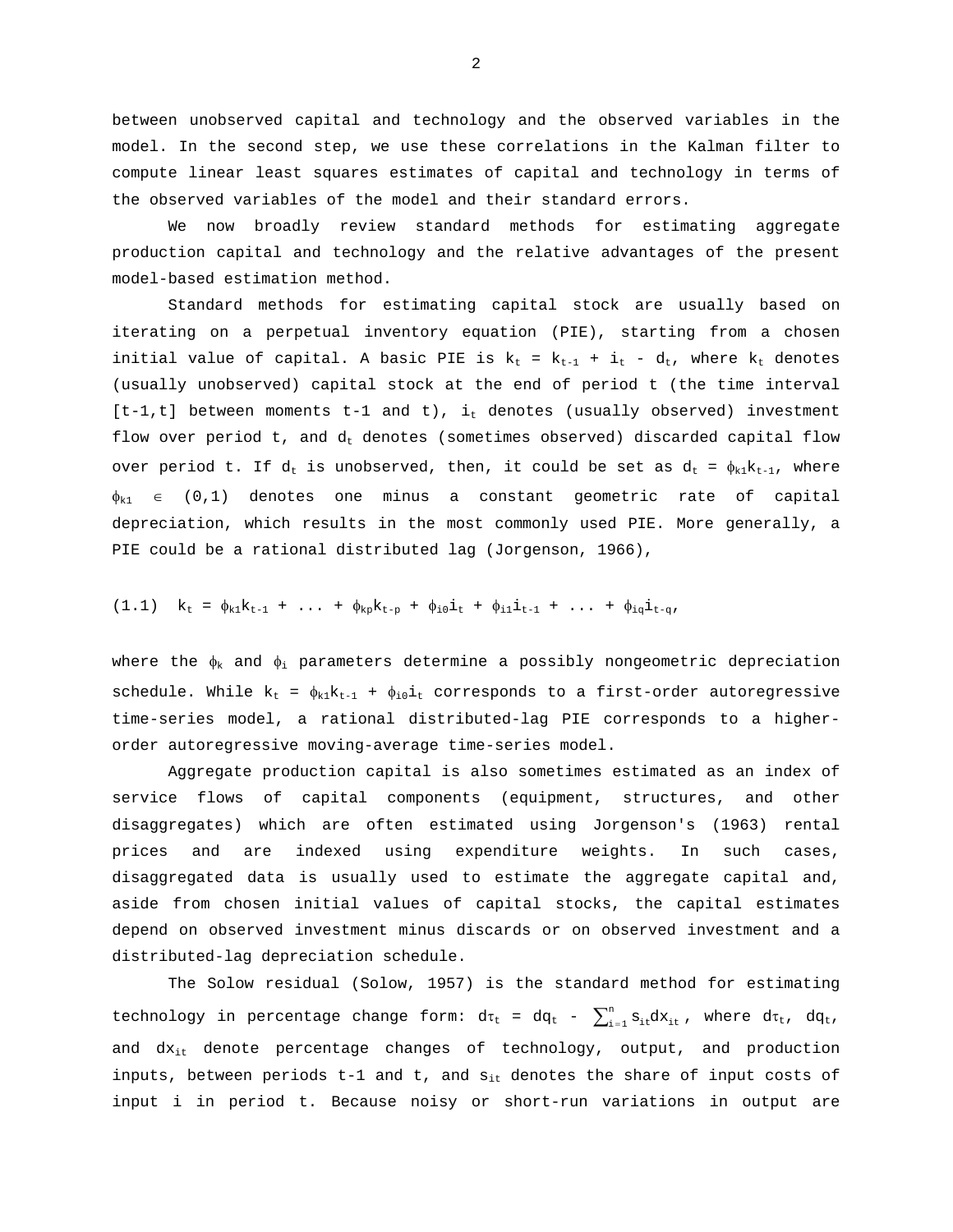between unobserved capital and technology and the observed variables in the model. In the second step, we use these correlations in the Kalman filter to compute linear least squares estimates of capital and technology in terms of the observed variables of the model and their standard errors.

We now broadly review standard methods for estimating aggregate production capital and technology and the relative advantages of the present model-based estimation method.

Standard methods for estimating capital stock are usually based on iterating on a perpetual inventory equation (PIE), starting from a chosen initial value of capital. A basic PIE is $k_t = k_{t-1} + i_t - d_t$, where $k_t$ denotes (usually unobserved) capital stock at the end of period t (the time interval [t-1,t] between moments t-1 and t), $i_t$ denotes (usually observed) investment flow over period t, and $d_t$ denotes (sometimes observed) discarded capital flow over period t. If $d_t$ is unobserved, then, it could be set as $d_t = \phi_{k1}k_{t-1}$, where $\phi_{k1} \in (0,1)$ denotes one minus a constant geometric rate of capital depreciation, which results in the most commonly used PIE. More generally, a PIE could be a rational distributed lag (Jorgenson, 1966),

$$(1.1) \quad k_t = \phi_{k1}k_{t-1} + \ldots + \phi_{kp}k_{t-p} + \phi_{i0}i_t + \phi_{i1}i_{t-1} + \ldots + \phi_{iq}i_{t-q},$$

where the $\phi_k$ and $\phi_i$ parameters determine a possibly nongeometric depreciation schedule. While $k_t = \phi_{k1}k_{t-1} + \phi_{i0}i_t$ corresponds to a first-order autoregressive time-series model, a rational distributed-lag PIE corresponds to a higher-order autoregressive moving-average time-series model.

Aggregate production capital is also sometimes estimated as an index of service flows of capital components (equipment, structures, and other disaggregates) which are often estimated using Jorgenson's (1963) rental prices and are indexed using expenditure weights. In such cases, disaggregated data is usually used to estimate the aggregate capital and, aside from chosen initial values of capital stocks, the capital estimates depend on observed investment minus discards or on observed investment and a distributed-lag depreciation schedule.

The Solow residual (Solow, 1957) is the standard method for estimating technology in percentage change form: $d\tau_t = dq_t - \sum_{i=1}^{n} s_{it}dx_{it}$, where $d\tau_t$, $dq_t$, and $dx_{it}$ denote percentage changes of technology, output, and production inputs, between periods t-1 and t, and $s_{it}$ denotes the share of input costs of input i in period t. Because noisy or short-run variations in output are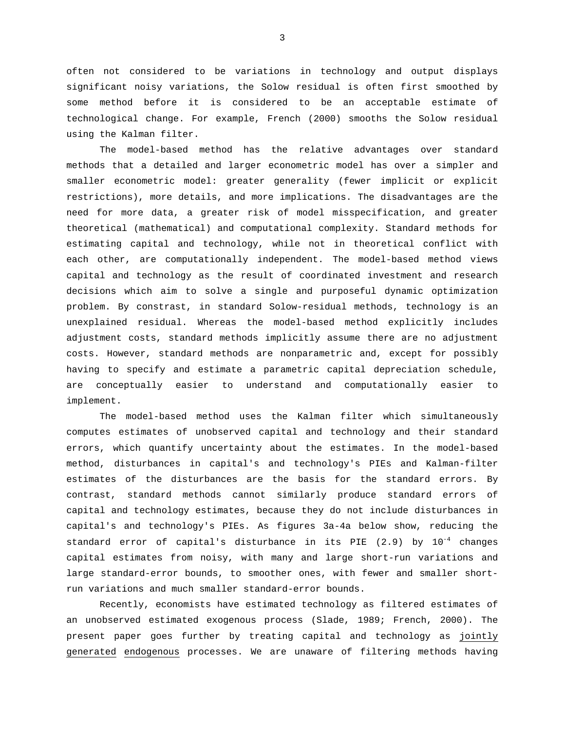often not considered to be variations in technology and output displays significant noisy variations, the Solow residual is often first smoothed by some method before it is considered to be an acceptable estimate of technological change. For example, French (2000) smooths the Solow residual using the Kalman filter.

The model-based method has the relative advantages over standard methods that a detailed and larger econometric model has over a simpler and smaller econometric model: greater generality (fewer implicit or explicit restrictions), more details, and more implications. The disadvantages are the need for more data, a greater risk of model misspecification, and greater theoretical (mathematical) and computational complexity. Standard methods for estimating capital and technology, while not in theoretical conflict with each other, are computationally independent. The model-based method views capital and technology as the result of coordinated investment and research decisions which aim to solve a single and purposeful dynamic optimization problem. By constrast, in standard Solow-residual methods, technology is an unexplained residual. Whereas the model-based method explicitly includes adjustment costs, standard methods implicitly assume there are no adjustment costs. However, standard methods are nonparametric and, except for possibly having to specify and estimate a parametric capital depreciation schedule, are conceptually easier to understand and computationally easier to implement.

The model-based method uses the Kalman filter which simultaneously computes estimates of unobserved capital and technology and their standard errors, which quantify uncertainty about the estimates. In the model-based method, disturbances in capital's and technology's PIEs and Kalman-filter estimates of the disturbances are the basis for the standard errors. By contrast, standard methods cannot similarly produce standard errors of capital and technology estimates, because they do not include disturbances in capital's and technology's PIEs. As figures 3a-4a below show, reducing the standard error of capital's disturbance in its PIE (2.9) by $10^{-4}$ changes capital estimates from noisy, with many and large short-run variations and large standard-error bounds, to smoother ones, with fewer and smaller short-run variations and much smaller standard-error bounds.

Recently, economists have estimated technology as filtered estimates of an unobserved estimated exogenous process (Slade, 1989; French, 2000). The present paper goes further by treating capital and technology as <u>jointly generated</u> <u>endogenous</u> processes. We are unaware of filtering methods having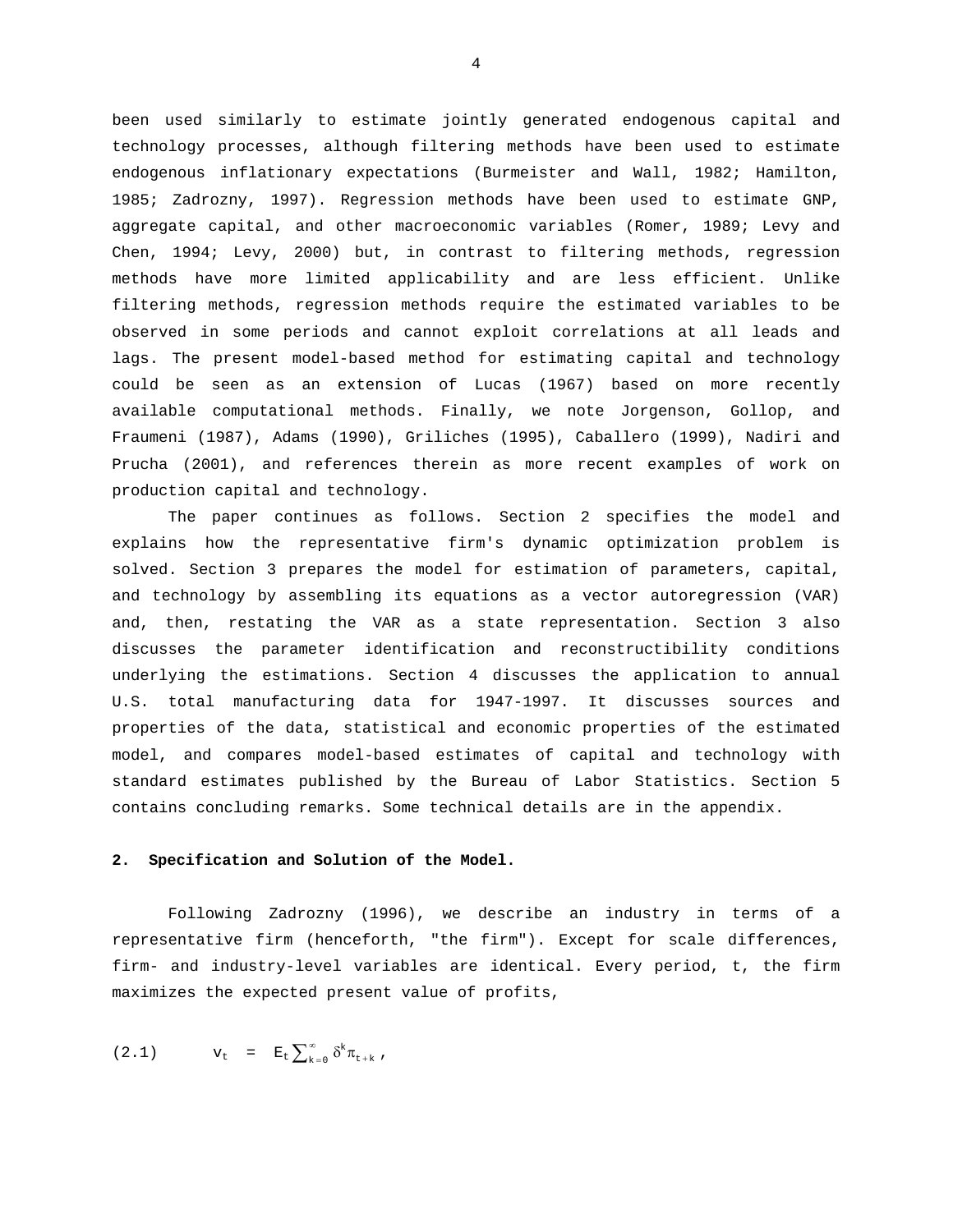been used similarly to estimate jointly generated endogenous capital and technology processes, although filtering methods have been used to estimate endogenous inflationary expectations (Burmeister and Wall, 1982; Hamilton, 1985; Zadrozny, 1997). Regression methods have been used to estimate GNP, aggregate capital, and other macroeconomic variables (Romer, 1989; Levy and Chen, 1994; Levy, 2000) but, in contrast to filtering methods, regression methods have more limited applicability and are less efficient. Unlike filtering methods, regression methods require the estimated variables to be observed in some periods and cannot exploit correlations at all leads and lags. The present model-based method for estimating capital and technology could be seen as an extension of Lucas (1967) based on more recently available computational methods. Finally, we note Jorgenson, Gollop, and Fraumeni (1987), Adams (1990), Griliches (1995), Caballero (1999), Nadiri and Prucha (2001), and references therein as more recent examples of work on production capital and technology.

The paper continues as follows. Section 2 specifies the model and explains how the representative firm's dynamic optimization problem is solved. Section 3 prepares the model for estimation of parameters, capital, and technology by assembling its equations as a vector autoregression (VAR) and, then, restating the VAR as a state representation. Section 3 also discusses the parameter identification and reconstructibility conditions underlying the estimations. Section 4 discusses the application to annual U.S. total manufacturing data for 1947-1997. It discusses sources and properties of the data, statistical and economic properties of the estimated model, and compares model-based estimates of capital and technology with standard estimates published by the Bureau of Labor Statistics. Section 5 contains concluding remarks. Some technical details are in the appendix.

## 2. Specification and Solution of the Model.

Following Zadrozny (1996), we describe an industry in terms of a representative firm (henceforth, "the firm"). Except for scale differences, firm- and industry-level variables are identical. Every period, t, the firm maximizes the expected present value of profits,

$$v_t = E_t \sum_{k=0}^{\infty} \delta^k \pi_{t+k} , \tag{2.1}$$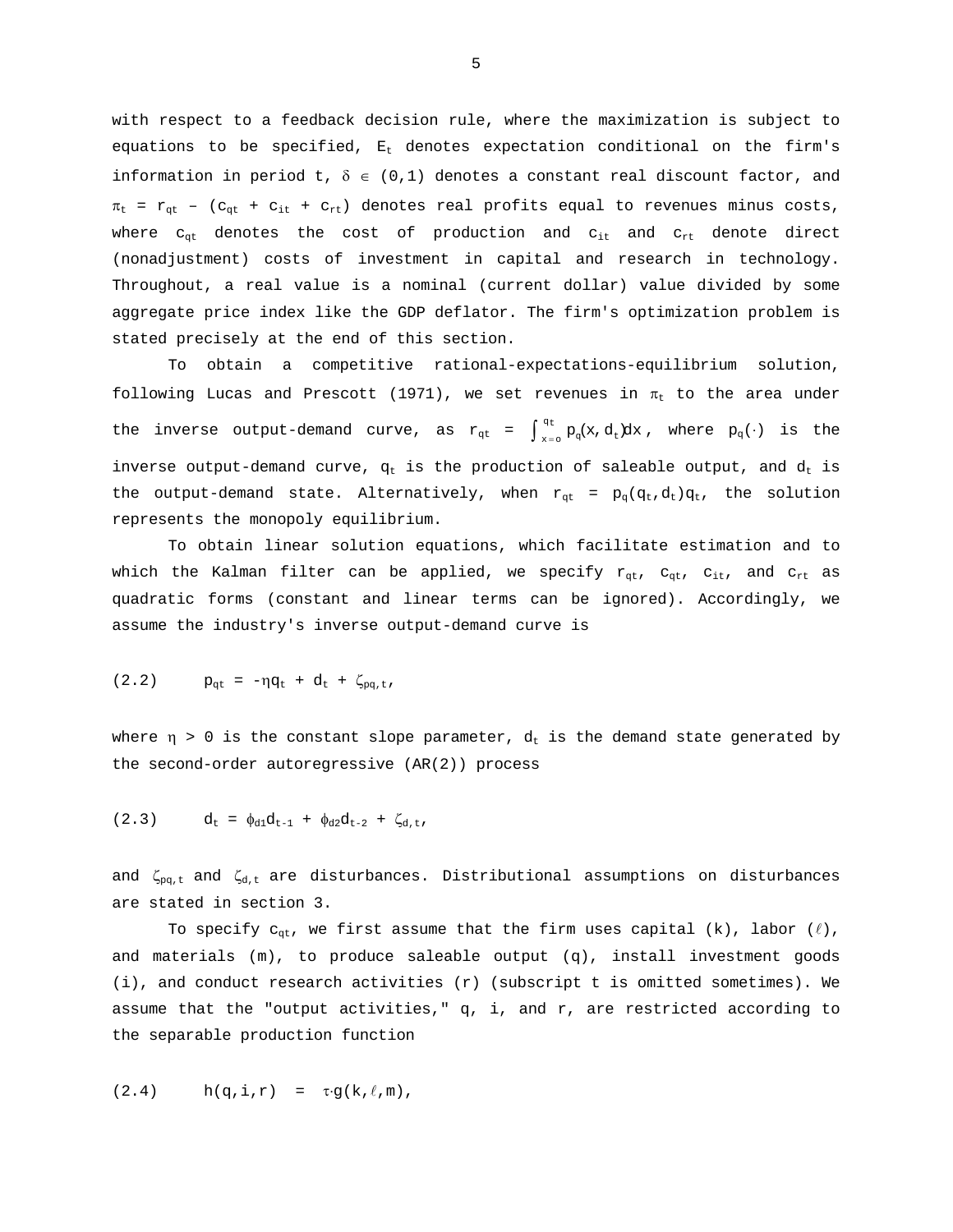with respect to a feedback decision rule, where the maximization is subject to equations to be specified, $E_t$ denotes expectation conditional on the firm's information in period t, $\delta \in (0,1)$ denotes a constant real discount factor, and $\pi_t = r_{qt} - (c_{qt} + c_{it} + c_{rt})$ denotes real profits equal to revenues minus costs, where $c_{qt}$ denotes the cost of production and $c_{it}$ and $c_{rt}$ denote direct (nonadjustment) costs of investment in capital and research in technology. Throughout, a real value is a nominal (current dollar) value divided by some aggregate price index like the GDP deflator. The firm's optimization problem is stated precisely at the end of this section.

To obtain a competitive rational-expectations-equilibrium solution, following Lucas and Prescott (1971), we set revenues in $\pi_t$ to the area under the inverse output-demand curve, as $r_{qt} = \int_{x=o}^{q_t} p_q(x, d_t) dx$, where $p_q(\cdot)$ is the inverse output-demand curve, $q_t$ is the production of saleable output, and $d_t$ is the output-demand state. Alternatively, when $r_{qt} = p_q(q_t, d_t)q_t$, the solution represents the monopoly equilibrium.

To obtain linear solution equations, which facilitate estimation and to which the Kalman filter can be applied, we specify $r_{qt}$, $c_{qt}$, $c_{it}$, and $c_{rt}$ as quadratic forms (constant and linear terms can be ignored). Accordingly, we assume the industry's inverse output-demand curve is

$$(2.2) \qquad p_{qt} = -\eta q_t + d_t + \zeta_{pq,t},$$

where $\eta > 0$ is the constant slope parameter, $d_t$ is the demand state generated by the second-order autoregressive (AR(2)) process

$$(2.3) \qquad d_t = \phi_{d1} d_{t-1} + \phi_{d2} d_{t-2} + \zeta_{d,t},$$

and $\zeta_{pq,t}$ and $\zeta_{d,t}$ are disturbances. Distributional assumptions on disturbances are stated in section 3.

To specify $c_{qt}$, we first assume that the firm uses capital (k), labor ($\ell$), and materials (m), to produce saleable output (q), install investment goods (i), and conduct research activities (r) (subscript t is omitted sometimes). We assume that the "output activities," q, i, and r, are restricted according to the separable production function

$$(2.4) \qquad h(q,i,r) = \tau \cdot g(k,\ell,m),$$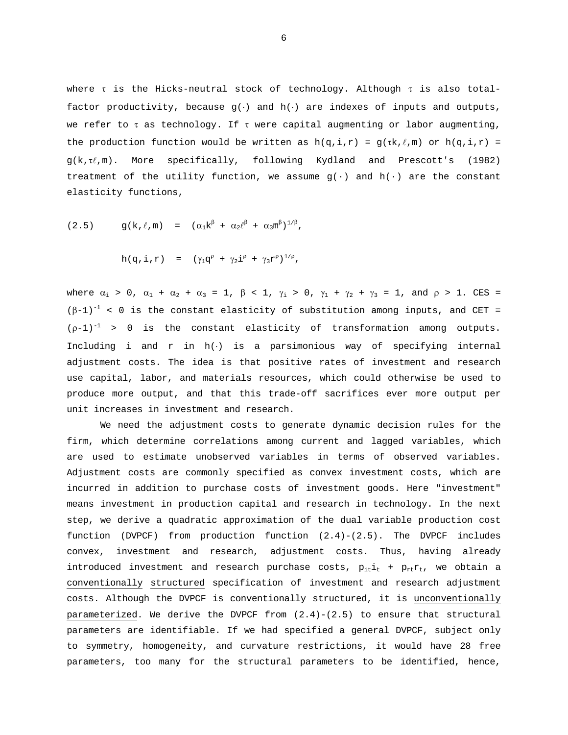where $\tau$ is the Hicks-neutral stock of technology. Although $\tau$ is also total-factor productivity, because $g(\cdot)$ and $h(\cdot)$ are indexes of inputs and outputs, we refer to $\tau$ as technology. If $\tau$ were capital augmenting or labor augmenting, the production function would be written as $h(q,i,r) = g(\tau k,\ell,m)$ or $h(q,i,r) = g(k,\tau\ell,m)$. More specifically, following Kydland and Prescott's (1982) treatment of the utility function, we assume $g(\cdot)$ and $h(\cdot)$ are the constant elasticity functions,

$$(2.5) \qquad g(k,\ell,m) = (\alpha_1 k^\beta + \alpha_2 \ell^\beta + \alpha_3 m^\beta)^{1/\beta},$$

$$h(q,i,r) = (\gamma_1 q^\rho + \gamma_2 i^\rho + \gamma_3 r^\rho)^{1/\rho},$$

where $\alpha_i > 0$, $\alpha_1 + \alpha_2 + \alpha_3 = 1$, $\beta < 1$, $\gamma_i > 0$, $\gamma_1 + \gamma_2 + \gamma_3 = 1$, and $\rho > 1$. CES = $(\beta-1)^{-1} < 0$ is the constant elasticity of substitution among inputs, and CET = $(\rho-1)^{-1} > 0$ is the constant elasticity of transformation among outputs. Including i and r in $h(\cdot)$ is a parsimonious way of specifying internal adjustment costs. The idea is that positive rates of investment and research use capital, labor, and materials resources, which could otherwise be used to produce more output, and that this trade-off sacrifices ever more output per unit increases in investment and research.

We need the adjustment costs to generate dynamic decision rules for the firm, which determine correlations among current and lagged variables, which are used to estimate unobserved variables in terms of observed variables. Adjustment costs are commonly specified as convex investment costs, which are incurred in addition to purchase costs of investment goods. Here "investment" means investment in production capital and research in technology. In the next step, we derive a quadratic approximation of the dual variable production cost function (DVPCF) from production function (2.4)-(2.5). The DVPCF includes convex, investment and research, adjustment costs. Thus, having already introduced investment and research purchase costs, $p_{it}i_t + p_{rt}r_t$, we obtain a conventionally structured specification of investment and research adjustment costs. Although the DVPCF is conventionally structured, it is unconventionally parameterized. We derive the DVPCF from (2.4)-(2.5) to ensure that structural parameters are identifiable. If we had specified a general DVPCF, subject only to symmetry, homogeneity, and curvature restrictions, it would have 28 free parameters, too many for the structural parameters to be identified, hence,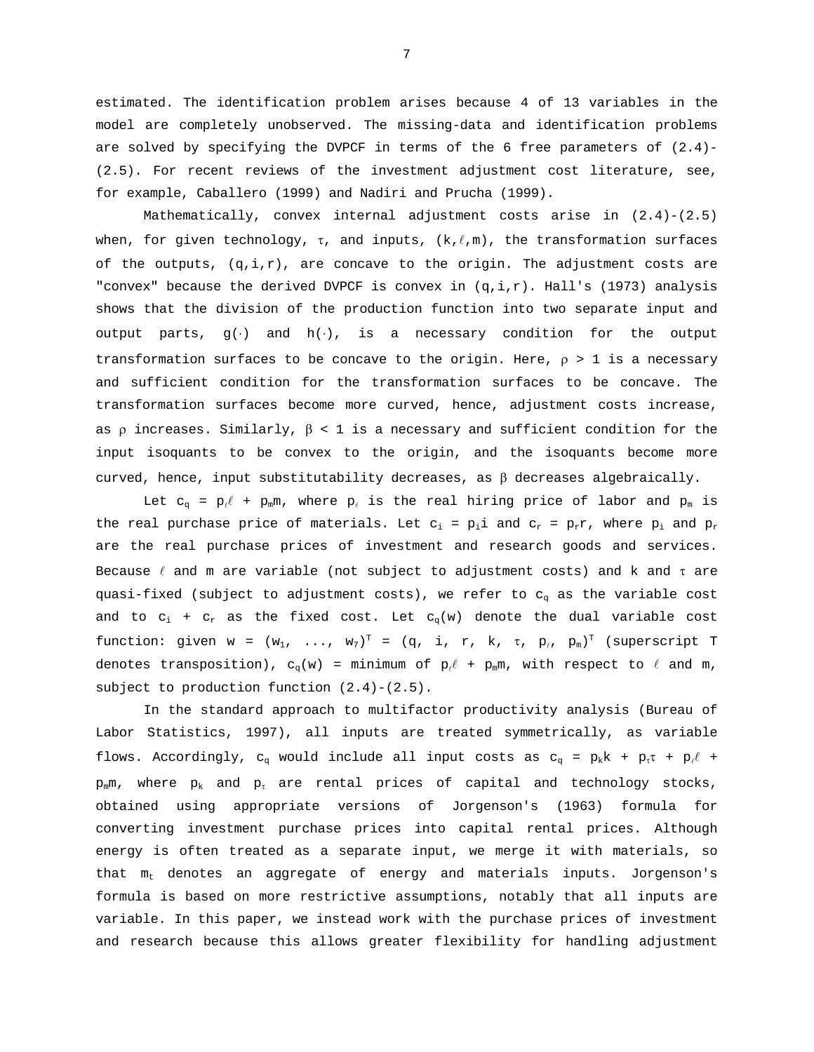estimated. The identification problem arises because 4 of 13 variables in the model are completely unobserved. The missing-data and identification problems are solved by specifying the DVPCF in terms of the 6 free parameters of (2.4)-(2.5). For recent reviews of the investment adjustment cost literature, see, for example, Caballero (1999) and Nadiri and Prucha (1999).

Mathematically, convex internal adjustment costs arise in (2.4)-(2.5) when, for given technology, $\tau$, and inputs, $(k,\ell,m)$, the transformation surfaces of the outputs, $(q,i,r)$, are concave to the origin. The adjustment costs are "convex" because the derived DVPCF is convex in $(q,i,r)$. Hall's (1973) analysis shows that the division of the production function into two separate input and output parts, $g(\cdot)$ and $h(\cdot)$, is a necessary condition for the output transformation surfaces to be concave to the origin. Here, $\rho > 1$ is a necessary and sufficient condition for the transformation surfaces to be concave. The transformation surfaces become more curved, hence, adjustment costs increase, as $\rho$ increases. Similarly, $\beta < 1$ is a necessary and sufficient condition for the input isoquants to be convex to the origin, and the isoquants become more curved, hence, input substitutability decreases, as $\beta$ decreases algebraically.

Let $c_q = p_\ell \ell + p_m m$, where $p_\ell$ is the real hiring price of labor and $p_m$ is the real purchase price of materials. Let $c_i = p_i i$ and $c_r = p_r r$, where $p_i$ and $p_r$ are the real purchase prices of investment and research goods and services. Because $\ell$ and m are variable (not subject to adjustment costs) and k and $\tau$ are quasi-fixed (subject to adjustment costs), we refer to $c_q$ as the variable cost and to $c_i + c_r$ as the fixed cost. Let $c_q(w)$ denote the dual variable cost function: given $w = (w_1, \ldots, w_7)^T = (q, i, r, k, \tau, p_\ell, p_m)^T$ (superscript T denotes transposition), $c_q(w)$ = minimum of $p_\ell \ell + p_m m$, with respect to $\ell$ and m, subject to production function (2.4)-(2.5).

In the standard approach to multifactor productivity analysis (Bureau of Labor Statistics, 1997), all inputs are treated symmetrically, as variable flows. Accordingly, $c_q$ would include all input costs as $c_q = p_k k + p_\tau \tau + p_\ell \ell + p_m m$, where $p_k$ and $p_\tau$ are rental prices of capital and technology stocks, obtained using appropriate versions of Jorgenson's (1963) formula for converting investment purchase prices into capital rental prices. Although energy is often treated as a separate input, we merge it with materials, so that $m_t$ denotes an aggregate of energy and materials inputs. Jorgenson's formula is based on more restrictive assumptions, notably that all inputs are variable. In this paper, we instead work with the purchase prices of investment and research because this allows greater flexibility for handling adjustment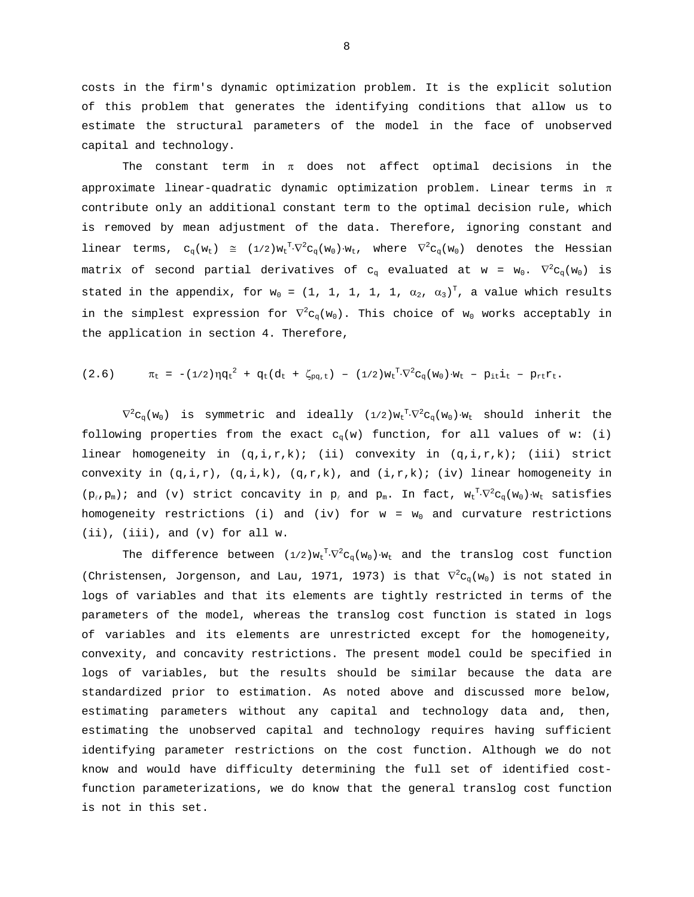costs in the firm's dynamic optimization problem. It is the explicit solution of this problem that generates the identifying conditions that allow us to estimate the structural parameters of the model in the face of unobserved capital and technology.

The constant term in $\pi$ does not affect optimal decisions in the approximate linear-quadratic dynamic optimization problem. Linear terms in $\pi$ contribute only an additional constant term to the optimal decision rule, which is removed by mean adjustment of the data. Therefore, ignoring constant and linear terms, $c_q(w_t) \cong (1/2)w_t^T \cdot \nabla^2 c_q(w_0) \cdot w_t$, where $\nabla^2 c_q(w_0)$ denotes the Hessian matrix of second partial derivatives of $c_q$ evaluated at $w = w_0$. $\nabla^2 c_q(w_0)$ is stated in the appendix, for $w_0 = (1, 1, 1, 1, 1, \alpha_2, \alpha_3)^T$, a value which results in the simplest expression for $\nabla^2 c_q(w_0)$. This choice of $w_0$ works acceptably in the application in section 4. Therefore,

$$(2.6) \qquad \pi_t = -(1/2)\eta q_t^2 + q_t(d_t + \zeta_{pq,t}) - (1/2)w_t^T \cdot \nabla^2 c_q(w_0) \cdot w_t - p_{it} i_t - p_{rt} r_t.$$

$\nabla^2 c_q(w_0)$ is symmetric and ideally $(1/2)w_t^T \cdot \nabla^2 c_q(w_0) \cdot w_t$ should inherit the following properties from the exact $c_q(w)$ function, for all values of w: (i) linear homogeneity in (q,i,r,k); (ii) convexity in (q,i,r,k); (iii) strict convexity in (q,i,r), (q,i,k), (q,r,k), and (i,r,k); (iv) linear homogeneity in $(p_\ell, p_m)$; and (v) strict concavity in $p_\ell$ and $p_m$. In fact, $w_t^T \cdot \nabla^2 c_q(w_0) \cdot w_t$ satisfies homogeneity restrictions (i) and (iv) for $w = w_0$ and curvature restrictions (ii), (iii), and (v) for all w.

The difference between $(1/2)w_t^T \cdot \nabla^2 c_q(w_0) \cdot w_t$ and the translog cost function (Christensen, Jorgenson, and Lau, 1971, 1973) is that $\nabla^2 c_q(w_0)$ is not stated in logs of variables and that its elements are tightly restricted in terms of the parameters of the model, whereas the translog cost function is stated in logs of variables and its elements are unrestricted except for the homogeneity, convexity, and concavity restrictions. The present model could be specified in logs of variables, but the results should be similar because the data are standardized prior to estimation. As noted above and discussed more below, estimating parameters without any capital and technology data and, then, estimating the unobserved capital and technology requires having sufficient identifying parameter restrictions on the cost function. Although we do not know and would have difficulty determining the full set of identified cost-function parameterizations, we do know that the general translog cost function is not in this set.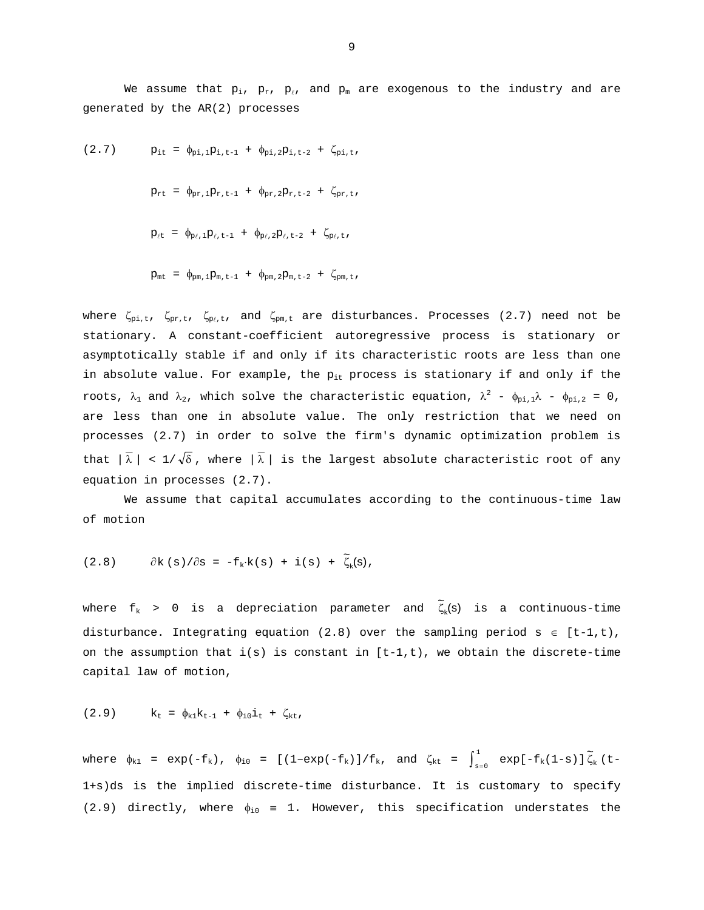We assume that $p_i$, $p_r$, $p_\ell$, and $p_m$ are exogenous to the industry and are generated by the AR(2) processes

$$
\begin{aligned}
(2.7) \qquad & p_{it} = \phi_{pi,1}p_{i,t-1} + \phi_{pi,2}p_{i,t-2} + \zeta_{pi,t}, \\
& p_{rt} = \phi_{pr,1}p_{r,t-1} + \phi_{pr,2}p_{r,t-2} + \zeta_{pr,t}, \\
& p_{\ell t} = \phi_{p\ell,1}p_{\ell,t-1} + \phi_{p\ell,2}p_{\ell,t-2} + \zeta_{p\ell,t}, \\
& p_{mt} = \phi_{pm,1}p_{m,t-1} + \phi_{pm,2}p_{m,t-2} + \zeta_{pm,t},
\end{aligned}
$$

where $\zeta_{pi,t}$, $\zeta_{pr,t}$, $\zeta_{p\ell,t}$, and $\zeta_{pm,t}$ are disturbances. Processes (2.7) need not be stationary. A constant-coefficient autoregressive process is stationary or asymptotically stable if and only if its characteristic roots are less than one in absolute value. For example, the $p_{it}$ process is stationary if and only if the roots, $\lambda_1$ and $\lambda_2$, which solve the characteristic equation, $\lambda^2 - \phi_{pi,1}\lambda - \phi_{pi,2} = 0$, are less than one in absolute value. The only restriction that we need on processes (2.7) in order to solve the firm's dynamic optimization problem is that $|\bar{\lambda}| < 1/\sqrt{\delta}$, where $|\bar{\lambda}|$ is the largest absolute characteristic root of any equation in processes (2.7).

We assume that capital accumulates according to the continuous-time law of motion

$$
(2.8) \qquad \partial k(s)/\partial s = -f_k \cdot k(s) + i(s) + \tilde{\zeta}_k(s),
$$

where $f_k > 0$ is a depreciation parameter and $\tilde{\zeta}_k(s)$ is a continuous-time disturbance. Integrating equation (2.8) over the sampling period $s \in [t-1,t)$, on the assumption that $i(s)$ is constant in $[t-1,t)$, we obtain the discrete-time capital law of motion,

$$
(2.9) \qquad k_t = \phi_{k1}k_{t-1} + \phi_{i0}i_t + \zeta_{kt},
$$

where $\phi_{k1} = \exp(-f_k)$, $\phi_{i0} = [(1-\exp(-f_k)]/f_k$, and $\zeta_{kt} = \int_{s=0}^{1} \exp[-f_k(1-s)]\tilde{\zeta}_k(t-1+s)ds$ is the implied discrete-time disturbance. It is customary to specify (2.9) directly, where $\phi_{i0} \equiv 1$. However, this specification understates the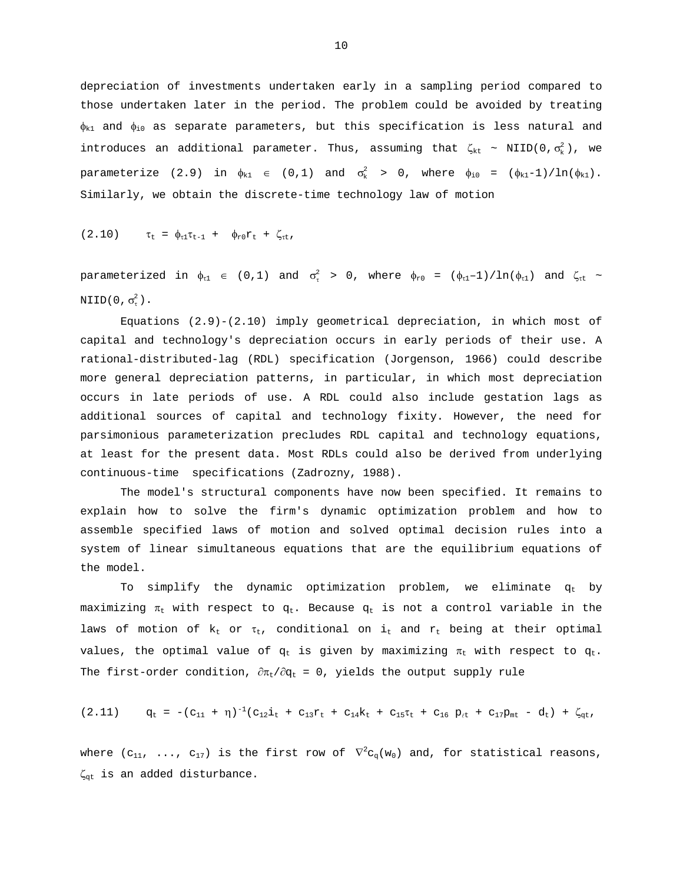depreciation of investments undertaken early in a sampling period compared to those undertaken later in the period. The problem could be avoided by treating $\phi_{k1}$ and $\phi_{i0}$ as separate parameters, but this specification is less natural and introduces an additional parameter. Thus, assuming that $\zeta_{kt} \sim \text{NIID}(0,\sigma_k^2)$, we parameterize (2.9) in $\phi_{k1} \in (0,1)$ and $\sigma_k^2 > 0$, where $\phi_{i0} = (\phi_{k1}-1)/\ln(\phi_{k1})$. Similarly, we obtain the discrete-time technology law of motion

$$(2.10) \qquad \tau_t = \phi_{\tau 1}\tau_{t-1} + \phi_{r0}r_t + \zeta_{\tau t},$$

parameterized in $\phi_{\tau 1} \in (0,1)$ and $\sigma_\tau^2 > 0$, where $\phi_{r0} = (\phi_{\tau 1}-1)/\ln(\phi_{\tau 1})$ and $\zeta_{\tau t} \sim \text{NIID}(0,\sigma_\tau^2)$.

Equations (2.9)-(2.10) imply geometrical depreciation, in which most of capital and technology's depreciation occurs in early periods of their use. A rational-distributed-lag (RDL) specification (Jorgenson, 1966) could describe more general depreciation patterns, in particular, in which most depreciation occurs in late periods of use. A RDL could also include gestation lags as additional sources of capital and technology fixity. However, the need for parsimonious parameterization precludes RDL capital and technology equations, at least for the present data. Most RDLs could also be derived from underlying continuous-time specifications (Zadrozny, 1988).

The model's structural components have now been specified. It remains to explain how to solve the firm's dynamic optimization problem and how to assemble specified laws of motion and solved optimal decision rules into a system of linear simultaneous equations that are the equilibrium equations of the model.

To simplify the dynamic optimization problem, we eliminate $q_t$ by maximizing $\pi_t$ with respect to $q_t$. Because $q_t$ is not a control variable in the laws of motion of $k_t$ or $\tau_t$, conditional on $i_t$ and $r_t$ being at their optimal values, the optimal value of $q_t$ is given by maximizing $\pi_t$ with respect to $q_t$. The first-order condition, $\partial\pi_t/\partial q_t = 0$, yields the output supply rule

$$(2.11) \qquad q_t = -(c_{11} + \eta)^{-1}(c_{12}i_t + c_{13}r_t + c_{14}k_t + c_{15}\tau_t + c_{16}\, p_{\ell t} + c_{17}p_{mt} - d_t) + \zeta_{qt},$$

where $(c_{11}, \ldots, c_{17})$ is the first row of $\nabla^2 c_q(w_0)$ and, for statistical reasons, $\zeta_{qt}$ is an added disturbance.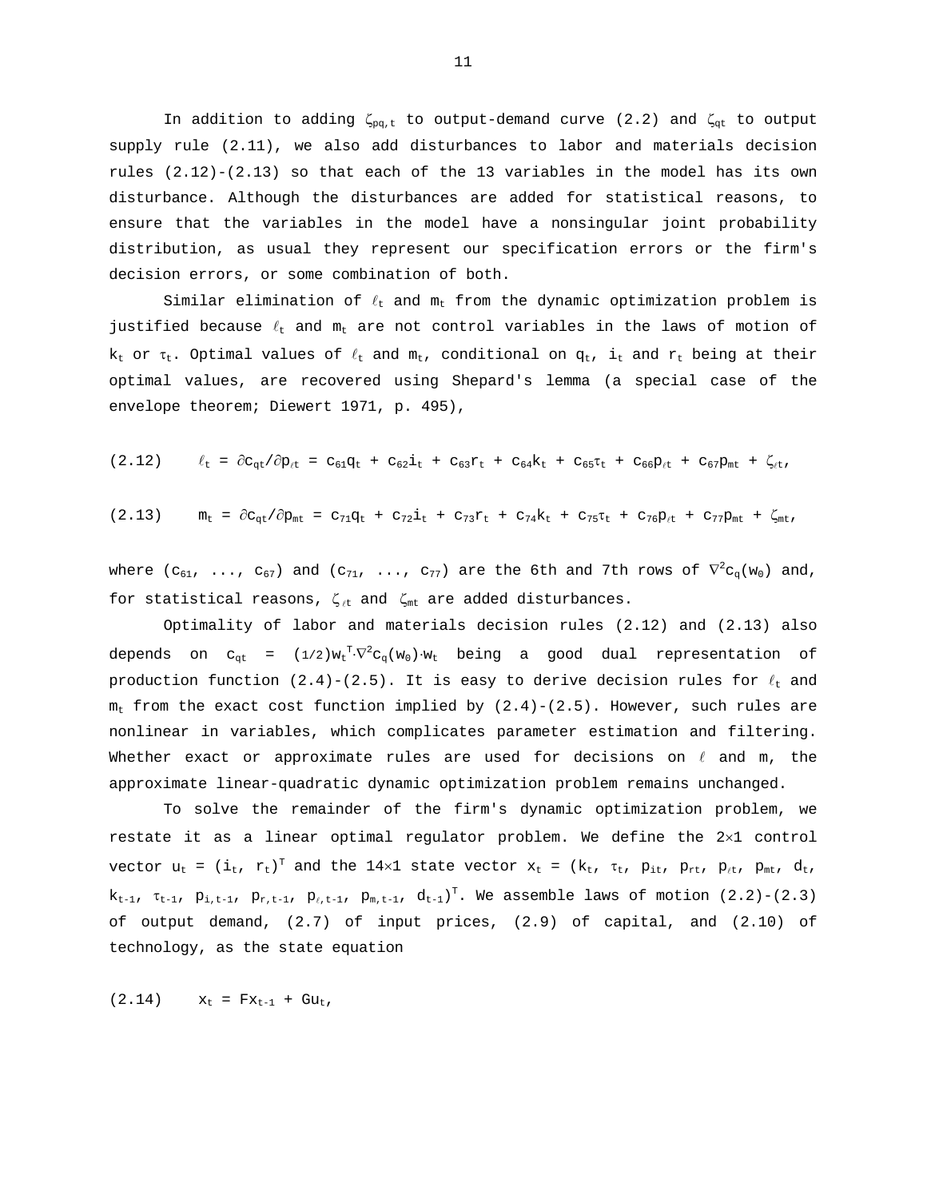In addition to adding $\zeta_{pq,t}$ to output-demand curve (2.2) and $\zeta_{qt}$ to output supply rule (2.11), we also add disturbances to labor and materials decision rules (2.12)-(2.13) so that each of the 13 variables in the model has its own disturbance. Although the disturbances are added for statistical reasons, to ensure that the variables in the model have a nonsingular joint probability distribution, as usual they represent our specification errors or the firm's decision errors, or some combination of both.

Similar elimination of $\ell_t$ and $m_t$ from the dynamic optimization problem is justified because $\ell_t$ and $m_t$ are not control variables in the laws of motion of $k_t$ or $\tau_t$. Optimal values of $\ell_t$ and $m_t$, conditional on $q_t$, $i_t$ and $r_t$ being at their optimal values, are recovered using Shepard's lemma (a special case of the envelope theorem; Diewert 1971, p. 495),

$$(2.12) \quad \ell_t = \partial c_{qt}/\partial p_{\ell t} = c_{61}q_t + c_{62}i_t + c_{63}r_t + c_{64}k_t + c_{65}\tau_t + c_{66}p_{\ell t} + c_{67}p_{mt} + \zeta_{\ell t},$$

$$(2.13) \quad m_t = \partial c_{qt}/\partial p_{mt} = c_{71}q_t + c_{72}i_t + c_{73}r_t + c_{74}k_t + c_{75}\tau_t + c_{76}p_{\ell t} + c_{77}p_{mt} + \zeta_{mt},$$

where $(c_{61}, \ldots, c_{67})$ and $(c_{71}, \ldots, c_{77})$ are the 6th and 7th rows of $\nabla^2 c_q(w_0)$ and, for statistical reasons, $\zeta_{\ell t}$ and $\zeta_{mt}$ are added disturbances.

Optimality of labor and materials decision rules (2.12) and (2.13) also depends on $c_{qt} = (1/2)w_t^T \cdot \nabla^2 c_q(w_0) \cdot w_t$ being a good dual representation of production function (2.4)-(2.5). It is easy to derive decision rules for $\ell_t$ and $m_t$ from the exact cost function implied by (2.4)-(2.5). However, such rules are nonlinear in variables, which complicates parameter estimation and filtering. Whether exact or approximate rules are used for decisions on $\ell$ and m, the approximate linear-quadratic dynamic optimization problem remains unchanged.

To solve the remainder of the firm's dynamic optimization problem, we restate it as a linear optimal regulator problem. We define the $2\times1$ control vector $u_t = (i_t, r_t)^T$ and the $14\times1$ state vector $x_t = (k_t, \tau_t, p_{it}, p_{rt}, p_{\ell t}, p_{mt}, d_t, k_{t-1}, \tau_{t-1}, p_{i,t-1}, p_{r,t-1}, p_{\ell,t-1}, p_{m,t-1}, d_{t-1})^T$. We assemble laws of motion (2.2)-(2.3) of output demand, (2.7) of input prices, (2.9) of capital, and (2.10) of technology, as the state equation

$$(2.14) \quad x_t = Fx_{t-1} + Gu_t,$$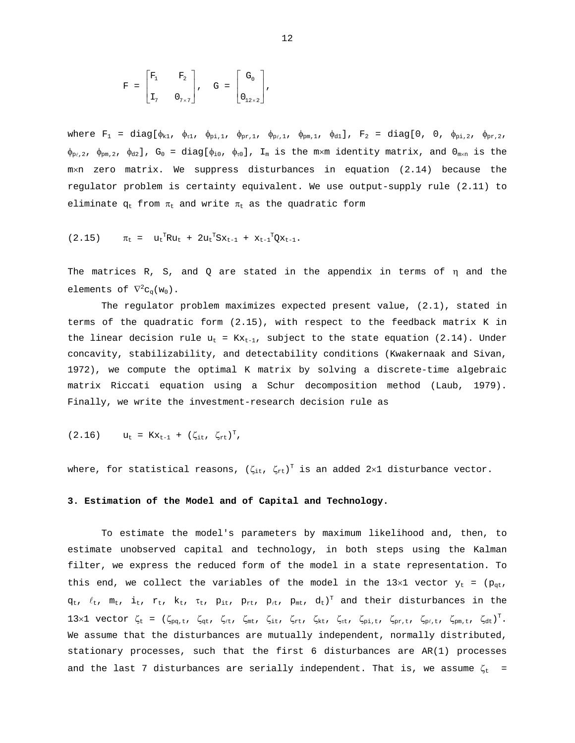$$F = \begin{bmatrix} F_1 & F_2 \\ I_7 & 0_{7\times 7} \end{bmatrix}, \quad G = \begin{bmatrix} G_0 \\ 0_{12\times 2} \end{bmatrix},$$

where $F_1 = \text{diag}[\phi_{k1},\ \phi_{\tau 1},\ \phi_{pi,1},\ \phi_{pr,1},\ \phi_{p\ell,1},\ \phi_{pm,1},\ \phi_{d1}]$, $F_2 = \text{diag}[0,\ 0,\ \phi_{pi,2},\ \phi_{pr,2},\ \phi_{p\ell,2},\ \phi_{pm,2},\ \phi_{d2}]$, $G_0 = \text{diag}[\phi_{i0},\ \phi_{\tau 0}]$, $I_m$ is the $m\times m$ identity matrix, and $0_{m\times n}$ is the $m\times n$ zero matrix. We suppress disturbances in equation (2.14) because the regulator problem is certainty equivalent. We use output-supply rule (2.11) to eliminate $q_t$ from $\pi_t$ and write $\pi_t$ as the quadratic form

$$(2.15) \qquad \pi_t = u_t^T R u_t + 2u_t^T S x_{t-1} + x_{t-1}^T Q x_{t-1}.$$

The matrices R, S, and Q are stated in the appendix in terms of $\eta$ and the elements of $\nabla^2 c_q(w_0)$.

The regulator problem maximizes expected present value, (2.1), stated in terms of the quadratic form (2.15), with respect to the feedback matrix K in the linear decision rule $u_t = Kx_{t-1}$, subject to the state equation (2.14). Under concavity, stabilizability, and detectability conditions (Kwakernaak and Sivan, 1972), we compute the optimal K matrix by solving a discrete-time algebraic matrix Riccati equation using a Schur decomposition method (Laub, 1979). Finally, we write the investment-research decision rule as

$$(2.16) \qquad u_t = Kx_{t-1} + (\zeta_{it},\ \zeta_{rt})^T,$$

where, for statistical reasons, $(\zeta_{it},\ \zeta_{rt})^T$ is an added $2\times 1$ disturbance vector.

**3. Estimation of the Model and of Capital and Technology.**

To estimate the model's parameters by maximum likelihood and, then, to estimate unobserved capital and technology, in both steps using the Kalman filter, we express the reduced form of the model in a state representation. To this end, we collect the variables of the model in the $13\times 1$ vector $y_t = (p_{qt},\ q_t,\ \ell_t,\ m_t,\ i_t,\ r_t,\ k_t,\ \tau_t,\ p_{it},\ p_{rt},\ p_{\ell t},\ p_{mt},\ d_t)^T$ and their disturbances in the $13\times 1$ vector $\zeta_t = (\zeta_{pq,t},\ \zeta_{qt},\ \zeta_{\ell t},\ \zeta_{mt},\ \zeta_{it},\ \zeta_{rt},\ \zeta_{kt},\ \zeta_{\tau t},\ \zeta_{pi,t},\ \zeta_{pr,t},\ \zeta_{p\ell,t},\ \zeta_{pm,t},\ \zeta_{dt})^T$. We assume that the disturbances are mutually independent, normally distributed, stationary processes, such that the first 6 disturbances are AR(1) processes and the last 7 disturbances are serially independent. That is, we assume $\zeta_t$ =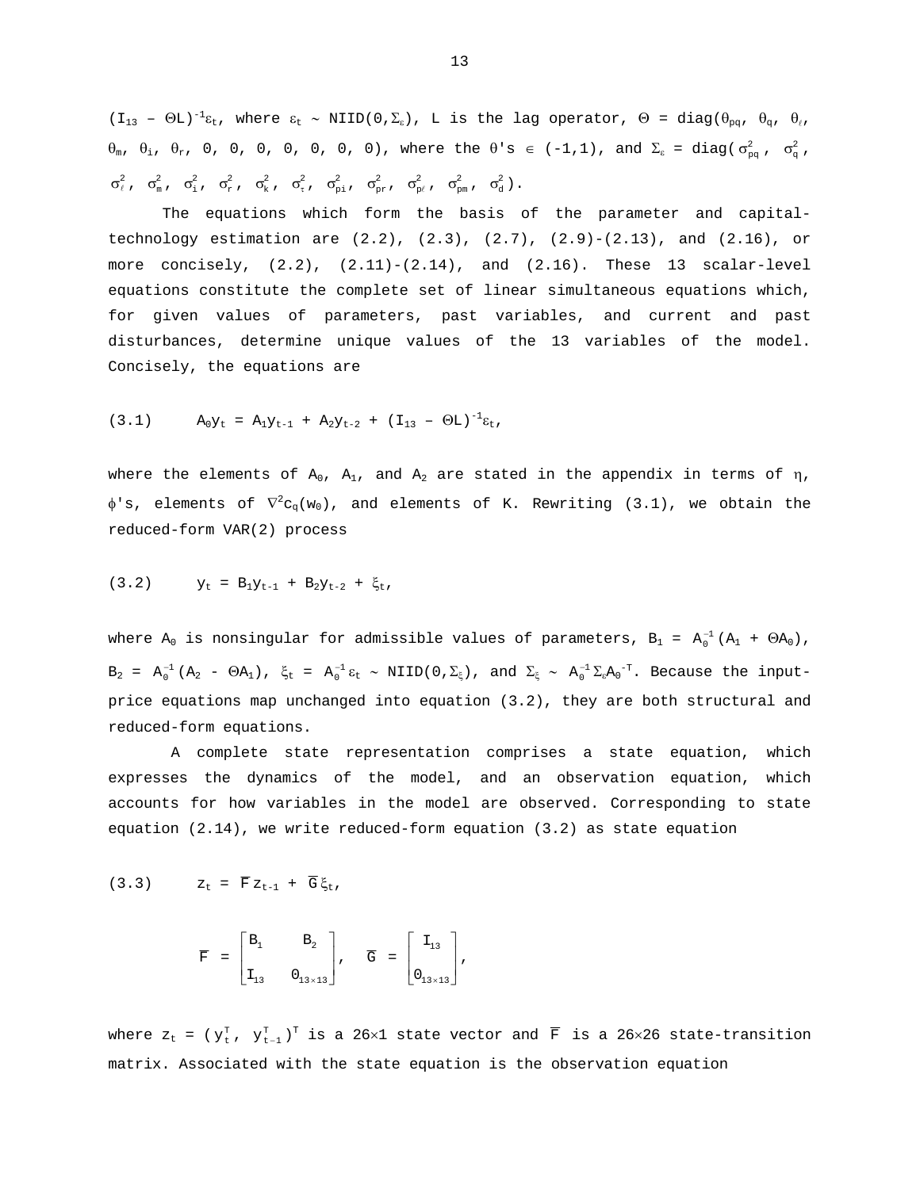$(I_{13} - \Theta L)^{-1}\varepsilon_t$, where $\varepsilon_t \sim \text{NIID}(0,\Sigma_\varepsilon)$, L is the lag operator, $\Theta = \text{diag}(\theta_{pq}, \theta_q, \theta_\ell, \theta_m, \theta_i, \theta_r, 0, 0, 0, 0, 0, 0, 0)$, where the $\theta$'s $\in$ (-1,1), and $\Sigma_\varepsilon = \text{diag}(\sigma^2_{pq}, \sigma^2_q, \sigma^2_\ell, \sigma^2_m, \sigma^2_i, \sigma^2_r, \sigma^2_K, \sigma^2_\tau, \sigma^2_{pi}, \sigma^2_{pr}, \sigma^2_{p\ell}, \sigma^2_{pm}, \sigma^2_d)$.

The equations which form the basis of the parameter and capital-technology estimation are (2.2), (2.3), (2.7), (2.9)-(2.13), and (2.16), or more concisely, (2.2), (2.11)-(2.14), and (2.16). These 13 scalar-level equations constitute the complete set of linear simultaneous equations which, for given values of parameters, past variables, and current and past disturbances, determine unique values of the 13 variables of the model. Concisely, the equations are

$$(3.1) \qquad A_0 y_t = A_1 y_{t-1} + A_2 y_{t-2} + (I_{13} - \Theta L)^{-1}\varepsilon_t,$$

where the elements of $A_0$, $A_1$, and $A_2$ are stated in the appendix in terms of $\eta$, $\phi$'s, elements of $\nabla^2 c_q(w_0)$, and elements of K. Rewriting (3.1), we obtain the reduced-form VAR(2) process

$$(3.2) \qquad y_t = B_1 y_{t-1} + B_2 y_{t-2} + \xi_t,$$

where $A_0$ is nonsingular for admissible values of parameters, $B_1 = A_0^{-1}(A_1 + \Theta A_0)$, $B_2 = A_0^{-1}(A_2 - \Theta A_1)$, $\xi_t = A_0^{-1}\varepsilon_t \sim \text{NIID}(0,\Sigma_\xi)$, and $\Sigma_\xi \sim A_0^{-1}\Sigma_\varepsilon A_0^{-T}$. Because the input-price equations map unchanged into equation (3.2), they are both structural and reduced-form equations.

A complete state representation comprises a state equation, which expresses the dynamics of the model, and an observation equation, which accounts for how variables in the model are observed. Corresponding to state equation (2.14), we write reduced-form equation (3.2) as state equation

$$(3.3) \qquad z_t = \bar{F} z_{t-1} + \bar{G}\xi_t,$$

$$\bar{F} = \begin{bmatrix} B_1 & B_2 \\ I_{13} & 0_{13\times 13} \end{bmatrix}, \quad \bar{G} = \begin{bmatrix} I_{13} \\ 0_{13\times 13} \end{bmatrix},$$

where $z_t = (y_t^T, y_{t-1}^T)^T$ is a 26×1 state vector and $\bar{F}$ is a 26×26 state-transition matrix. Associated with the state equation is the observation equation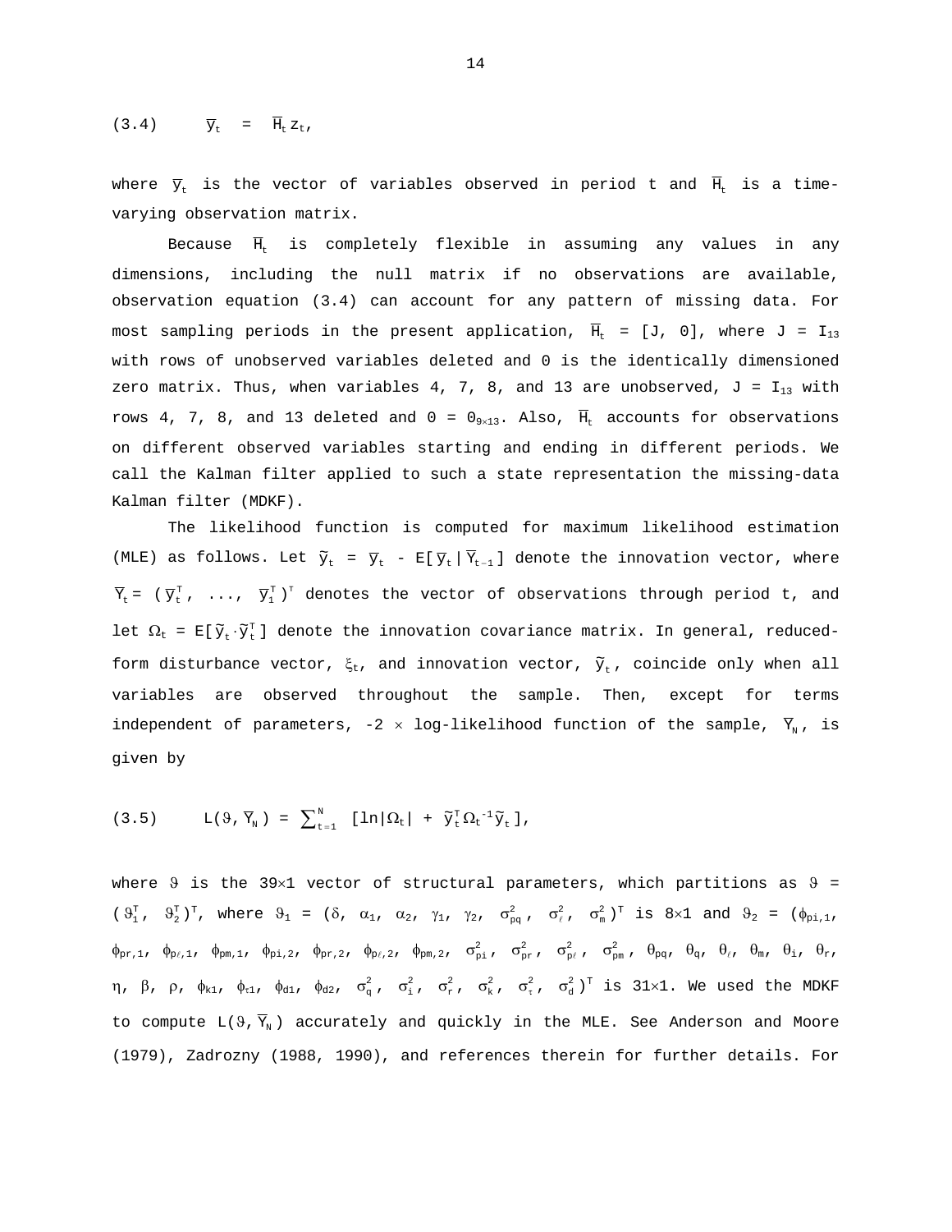$$(3.4) \qquad \bar{y}_t = \bar{H}_t z_t,$$

where $\bar{y}_t$ is the vector of variables observed in period t and $\bar{H}_t$ is a time-varying observation matrix.

Because $\bar{H}_t$ is completely flexible in assuming any values in any dimensions, including the null matrix if no observations are available, observation equation (3.4) can account for any pattern of missing data. For most sampling periods in the present application, $\bar{H}_t = [J, 0]$, where $J = I_{13}$ with rows of unobserved variables deleted and 0 is the identically dimensioned zero matrix. Thus, when variables 4, 7, 8, and 13 are unobserved, $J = I_{13}$ with rows 4, 7, 8, and 13 deleted and $0 = 0_{9\times13}$. Also, $\bar{H}_t$ accounts for observations on different observed variables starting and ending in different periods. We call the Kalman filter applied to such a state representation the missing-data Kalman filter (MDKF).

The likelihood function is computed for maximum likelihood estimation (MLE) as follows. Let $\tilde{y}_t = \bar{y}_t - E[\bar{y}_t|\bar{Y}_{t-1}]$ denote the innovation vector, where $\bar{Y}_t = (\bar{y}_t^T, \ldots, \bar{y}_1^T)^T$ denotes the vector of observations through period t, and let $\Omega_t = E[\tilde{y}_t \cdot \tilde{y}_t^T]$ denote the innovation covariance matrix. In general, reduced-form disturbance vector, $\xi_t$, and innovation vector, $\tilde{y}_t$, coincide only when all variables are observed throughout the sample. Then, except for terms independent of parameters, $-2 \times$ log-likelihood function of the sample, $\bar{Y}_N$, is given by

$$(3.5) \qquad L(\vartheta, \bar{Y}_N) = \sum_{t=1}^{N} [\ln|\Omega_t| + \tilde{y}_t^T \Omega_t^{-1} \tilde{y}_t],$$

where $\vartheta$ is the $39\times1$ vector of structural parameters, which partitions as $\vartheta = (\vartheta_1^T, \vartheta_2^T)^T$, where $\vartheta_1 = (\delta, \alpha_1, \alpha_2, \gamma_1, \gamma_2, \sigma_{pq}^2, \sigma_\ell^2, \sigma_m^2)^T$ is $8\times1$ and $\vartheta_2 = (\phi_{pi,1}, \phi_{pr,1}, \phi_{p\ell,1}, \phi_{pm,1}, \phi_{pi,2}, \phi_{pr,2}, \phi_{p\ell,2}, \phi_{pm,2}, \sigma_{pi}^2, \sigma_{pr}^2, \sigma_{p\ell}^2, \sigma_{pm}^2, \theta_{pq}, \theta_q, \theta_\ell, \theta_m, \theta_i, \theta_r, \eta, \beta, \rho, \phi_{k1}, \phi_{\tau1}, \phi_{d1}, \phi_{d2}, \sigma_q^2, \sigma_i^2, \sigma_r^2, \sigma_k^2, \sigma_\tau^2, \sigma_d^2)^T$ is $31\times1$. We used the MDKF to compute $L(\vartheta, \bar{Y}_N)$ accurately and quickly in the MLE. See Anderson and Moore (1979), Zadrozny (1988, 1990), and references therein for further details. For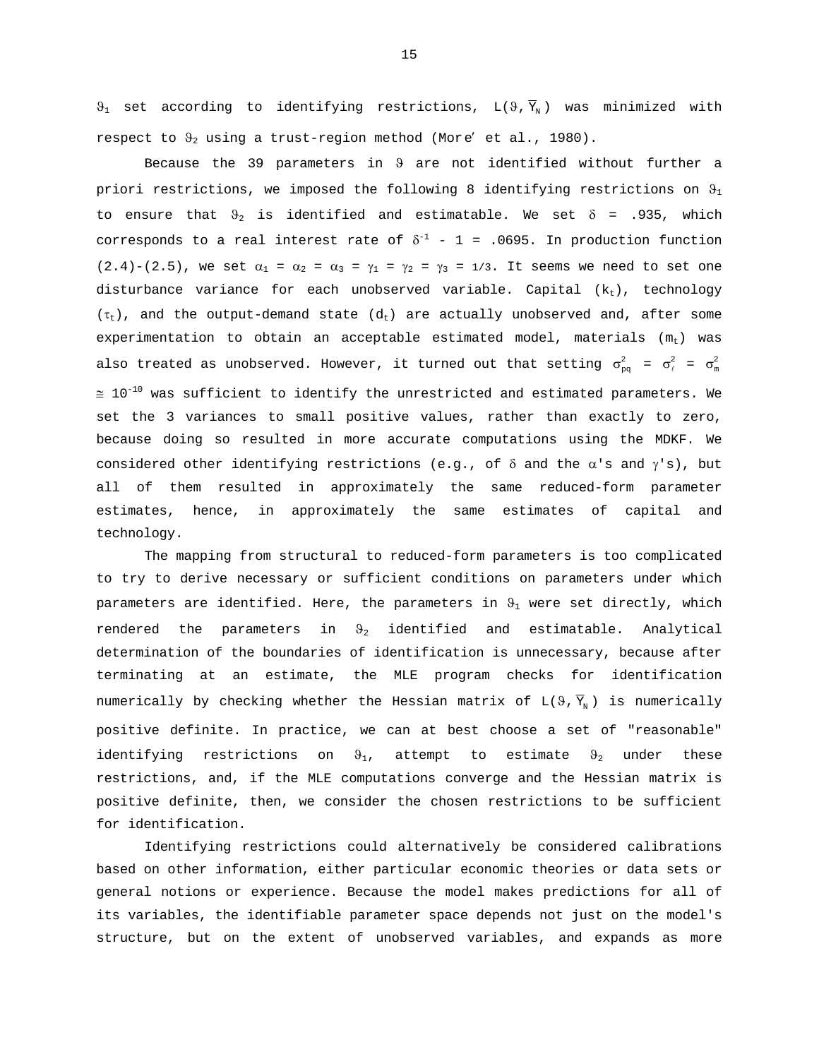$\vartheta_1$ set according to identifying restrictions, $L(\vartheta, \overline{Y}_N)$ was minimized with respect to $\vartheta_2$ using a trust-region method (Moré et al., 1980).

Because the 39 parameters in $\vartheta$ are not identified without further a priori restrictions, we imposed the following 8 identifying restrictions on $\vartheta_1$ to ensure that $\vartheta_2$ is identified and estimatable. We set $\delta$ = .935, which corresponds to a real interest rate of $\delta^{-1}$ - 1 = .0695. In production function (2.4)-(2.5), we set $\alpha_1 = \alpha_2 = \alpha_3 = \gamma_1 = \gamma_2 = \gamma_3 = 1/3$. It seems we need to set one disturbance variance for each unobserved variable. Capital ($k_t$), technology ($\tau_t$), and the output-demand state ($d_t$) are actually unobserved and, after some experimentation to obtain an acceptable estimated model, materials ($m_t$) was also treated as unobserved. However, it turned out that setting $\sigma^2_{pq} = \sigma^2_{\ell} = \sigma^2_m \cong 10^{-10}$ was sufficient to identify the unrestricted and estimated parameters. We set the 3 variances to small positive values, rather than exactly to zero, because doing so resulted in more accurate computations using the MDKF. We considered other identifying restrictions (e.g., of $\delta$ and the $\alpha$'s and $\gamma$'s), but all of them resulted in approximately the same reduced-form parameter estimates, hence, in approximately the same estimates of capital and technology.

The mapping from structural to reduced-form parameters is too complicated to try to derive necessary or sufficient conditions on parameters under which parameters are identified. Here, the parameters in $\vartheta_1$ were set directly, which rendered the parameters in $\vartheta_2$ identified and estimatable. Analytical determination of the boundaries of identification is unnecessary, because after terminating at an estimate, the MLE program checks for identification numerically by checking whether the Hessian matrix of $L(\vartheta, \overline{Y}_N)$ is numerically positive definite. In practice, we can at best choose a set of "reasonable" identifying restrictions on $\vartheta_1$, attempt to estimate $\vartheta_2$ under these restrictions, and, if the MLE computations converge and the Hessian matrix is positive definite, then, we consider the chosen restrictions to be sufficient for identification.

Identifying restrictions could alternatively be considered calibrations based on other information, either particular economic theories or data sets or general notions or experience. Because the model makes predictions for all of its variables, the identifiable parameter space depends not just on the model's structure, but on the extent of unobserved variables, and expands as more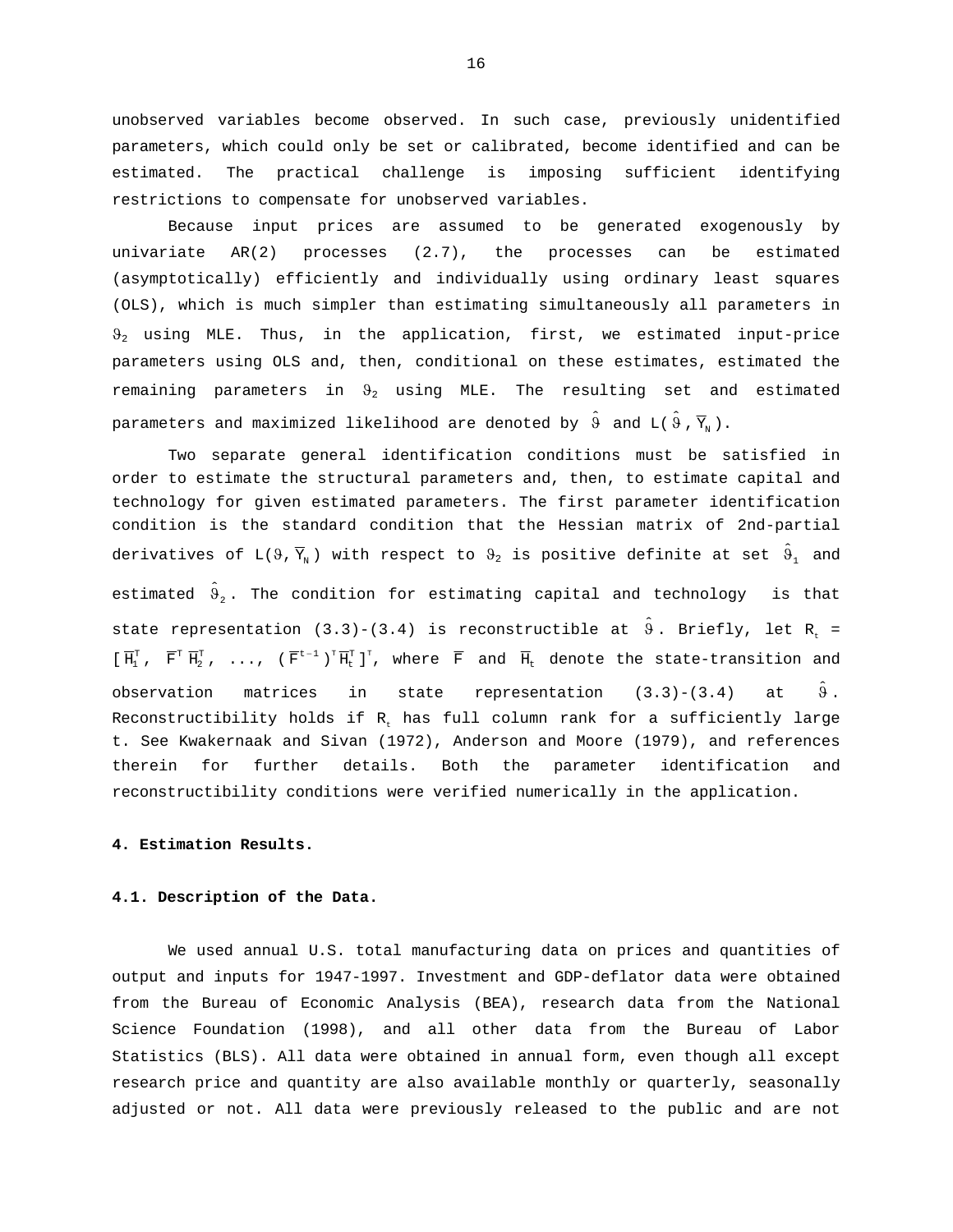unobserved variables become observed. In such case, previously unidentified parameters, which could only be set or calibrated, become identified and can be estimated. The practical challenge is imposing sufficient identifying restrictions to compensate for unobserved variables.

Because input prices are assumed to be generated exogenously by univariate AR(2) processes (2.7), the processes can be estimated (asymptotically) efficiently and individually using ordinary least squares (OLS), which is much simpler than estimating simultaneously all parameters in $\vartheta_2$ using MLE. Thus, in the application, first, we estimated input-price parameters using OLS and, then, conditional on these estimates, estimated the remaining parameters in $\vartheta_2$ using MLE. The resulting set and estimated parameters and maximized likelihood are denoted by $\hat{\vartheta}$ and $L(\hat{\vartheta}, \overline{Y}_N)$.

Two separate general identification conditions must be satisfied in order to estimate the structural parameters and, then, to estimate capital and technology for given estimated parameters. The first parameter identification condition is the standard condition that the Hessian matrix of 2nd-partial derivatives of $L(\vartheta, \overline{Y}_N)$ with respect to $\vartheta_2$ is positive definite at set $\hat{\vartheta}_1$ and estimated $\hat{\vartheta}_2$. The condition for estimating capital and technology is that state representation (3.3)-(3.4) is reconstructible at $\hat{\vartheta}$. Briefly, let $R_t = [\overline{H}_1^T,\ \overline{F}^T \overline{H}_2^T,\ \ldots,\ (\overline{F}^{t-1})^T \overline{H}_t^T]^T$, where $\overline{F}$ and $\overline{H}_t$ denote the state-transition and observation matrices in state representation (3.3)-(3.4) at $\hat{\vartheta}$. Reconstructibility holds if $R_t$ has full column rank for a sufficiently large t. See Kwakernaak and Sivan (1972), Anderson and Moore (1979), and references therein for further details. Both the parameter identification and reconstructibility conditions were verified numerically in the application.

**4. Estimation Results.**

**4.1. Description of the Data.**

We used annual U.S. total manufacturing data on prices and quantities of output and inputs for 1947-1997. Investment and GDP-deflator data were obtained from the Bureau of Economic Analysis (BEA), research data from the National Science Foundation (1998), and all other data from the Bureau of Labor Statistics (BLS). All data were obtained in annual form, even though all except research price and quantity are also available monthly or quarterly, seasonally adjusted or not. All data were previously released to the public and are not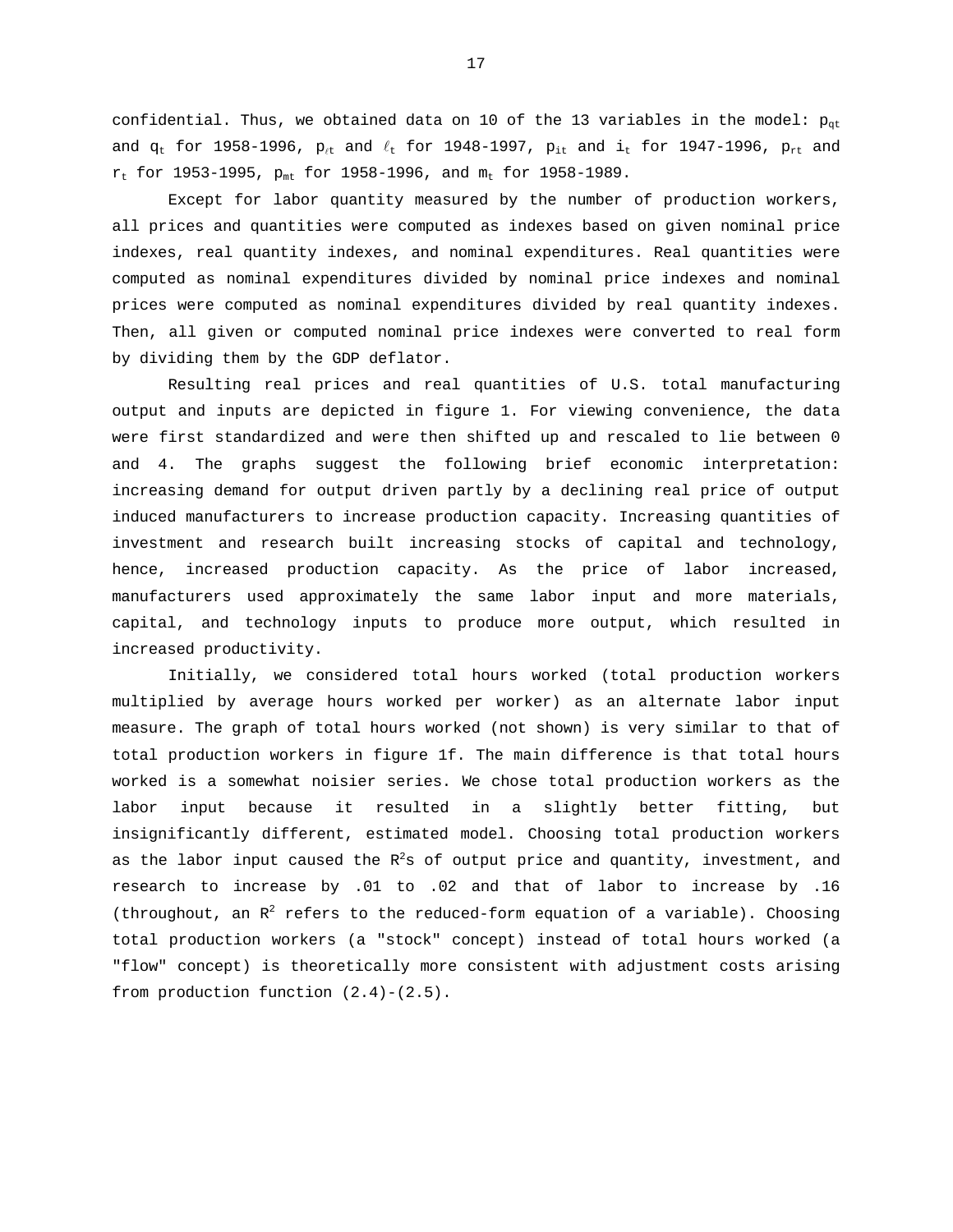confidential. Thus, we obtained data on 10 of the 13 variables in the model: $p_{qt}$ and $q_t$ for 1958-1996, $p_{\ell t}$ and $\ell_t$ for 1948-1997, $p_{it}$ and $i_t$ for 1947-1996, $p_{rt}$ and $r_t$ for 1953-1995, $p_{mt}$ for 1958-1996, and $m_t$ for 1958-1989.

Except for labor quantity measured by the number of production workers, all prices and quantities were computed as indexes based on given nominal price indexes, real quantity indexes, and nominal expenditures. Real quantities were computed as nominal expenditures divided by nominal price indexes and nominal prices were computed as nominal expenditures divided by real quantity indexes. Then, all given or computed nominal price indexes were converted to real form by dividing them by the GDP deflator.

Resulting real prices and real quantities of U.S. total manufacturing output and inputs are depicted in figure 1. For viewing convenience, the data were first standardized and were then shifted up and rescaled to lie between 0 and 4. The graphs suggest the following brief economic interpretation: increasing demand for output driven partly by a declining real price of output induced manufacturers to increase production capacity. Increasing quantities of investment and research built increasing stocks of capital and technology, hence, increased production capacity. As the price of labor increased, manufacturers used approximately the same labor input and more materials, capital, and technology inputs to produce more output, which resulted in increased productivity.

Initially, we considered total hours worked (total production workers multiplied by average hours worked per worker) as an alternate labor input measure. The graph of total hours worked (not shown) is very similar to that of total production workers in figure 1f. The main difference is that total hours worked is a somewhat noisier series. We chose total production workers as the labor input because it resulted in a slightly better fitting, but insignificantly different, estimated model. Choosing total production workers as the labor input caused the $R^2$s of output price and quantity, investment, and research to increase by .01 to .02 and that of labor to increase by .16 (throughout, an $R^2$ refers to the reduced-form equation of a variable). Choosing total production workers (a "stock" concept) instead of total hours worked (a "flow" concept) is theoretically more consistent with adjustment costs arising from production function (2.4)-(2.5).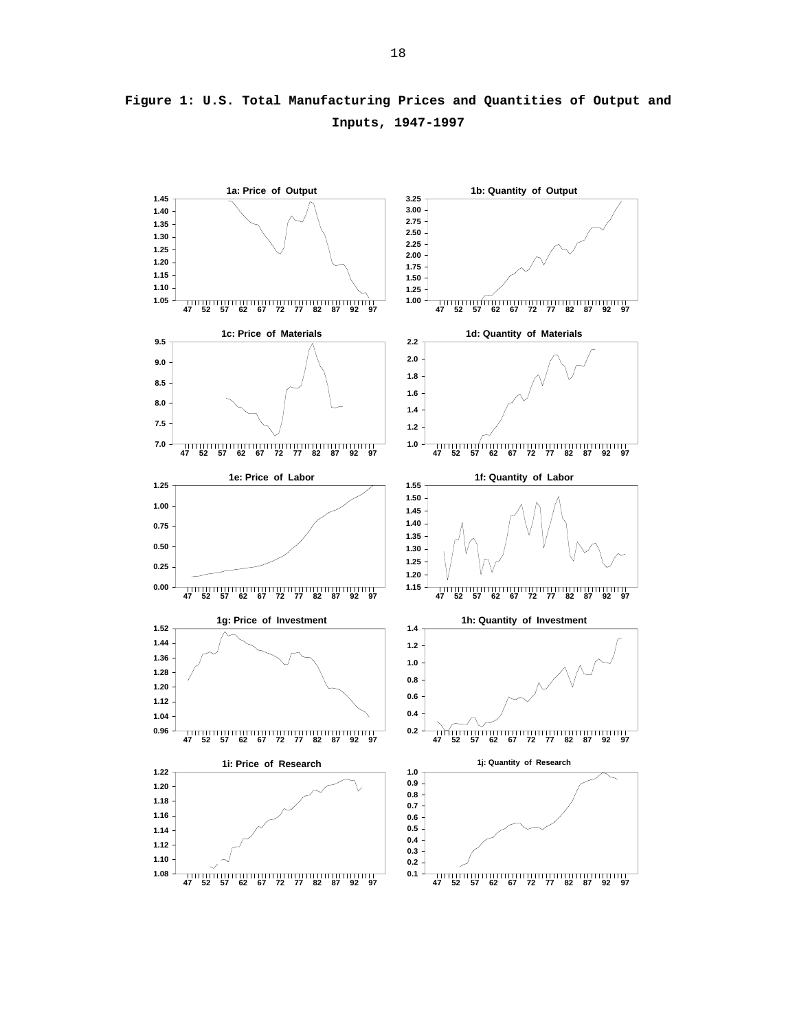**Figure 1: U.S. Total Manufacturing Prices and Quantities of Output and Inputs, 1947-1997**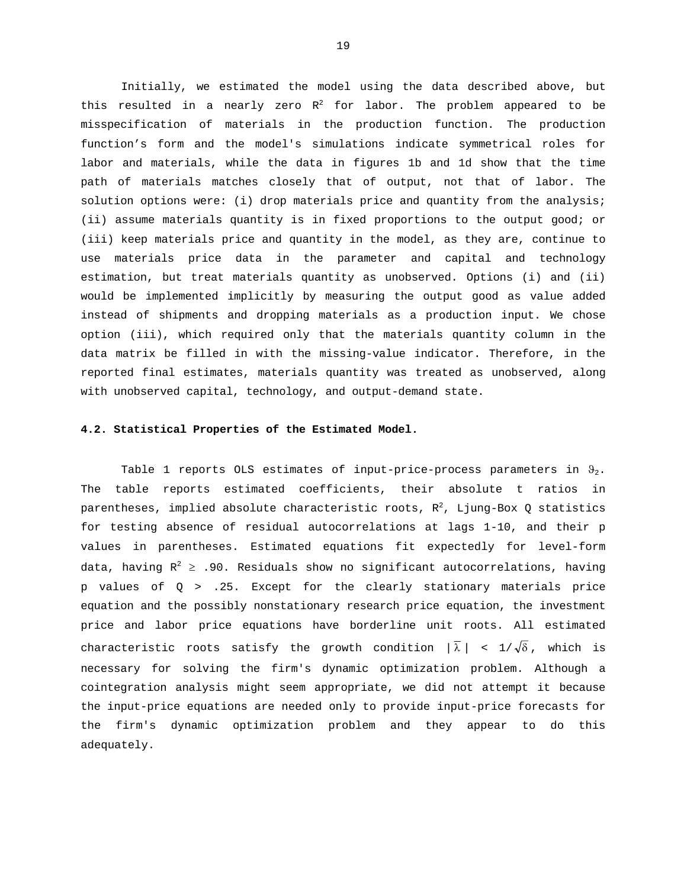Initially, we estimated the model using the data described above, but this resulted in a nearly zero $R^2$ for labor. The problem appeared to be misspecification of materials in the production function. The production function's form and the model's simulations indicate symmetrical roles for labor and materials, while the data in figures 1b and 1d show that the time path of materials matches closely that of output, not that of labor. The solution options were: (i) drop materials price and quantity from the analysis; (ii) assume materials quantity is in fixed proportions to the output good; or (iii) keep materials price and quantity in the model, as they are, continue to use materials price data in the parameter and capital and technology estimation, but treat materials quantity as unobserved. Options (i) and (ii) would be implemented implicitly by measuring the output good as value added instead of shipments and dropping materials as a production input. We chose option (iii), which required only that the materials quantity column in the data matrix be filled in with the missing-value indicator. Therefore, in the reported final estimates, materials quantity was treated as unobserved, along with unobserved capital, technology, and output-demand state.

**4.2. Statistical Properties of the Estimated Model.**

Table 1 reports OLS estimates of input-price-process parameters in $\vartheta_2$. The table reports estimated coefficients, their absolute t ratios in parentheses, implied absolute characteristic roots, $R^2$, Ljung-Box Q statistics for testing absence of residual autocorrelations at lags 1-10, and their p values in parentheses. Estimated equations fit expectedly for level-form data, having $R^2 \geq .90$. Residuals show no significant autocorrelations, having p values of $Q > .25$. Except for the clearly stationary materials price equation and the possibly nonstationary research price equation, the investment price and labor price equations have borderline unit roots. All estimated characteristic roots satisfy the growth condition $|\bar{\lambda}| < 1/\sqrt{\delta}$, which is necessary for solving the firm's dynamic optimization problem. Although a cointegration analysis might seem appropriate, we did not attempt it because the input-price equations are needed only to provide input-price forecasts for the firm's dynamic optimization problem and they appear to do this adequately.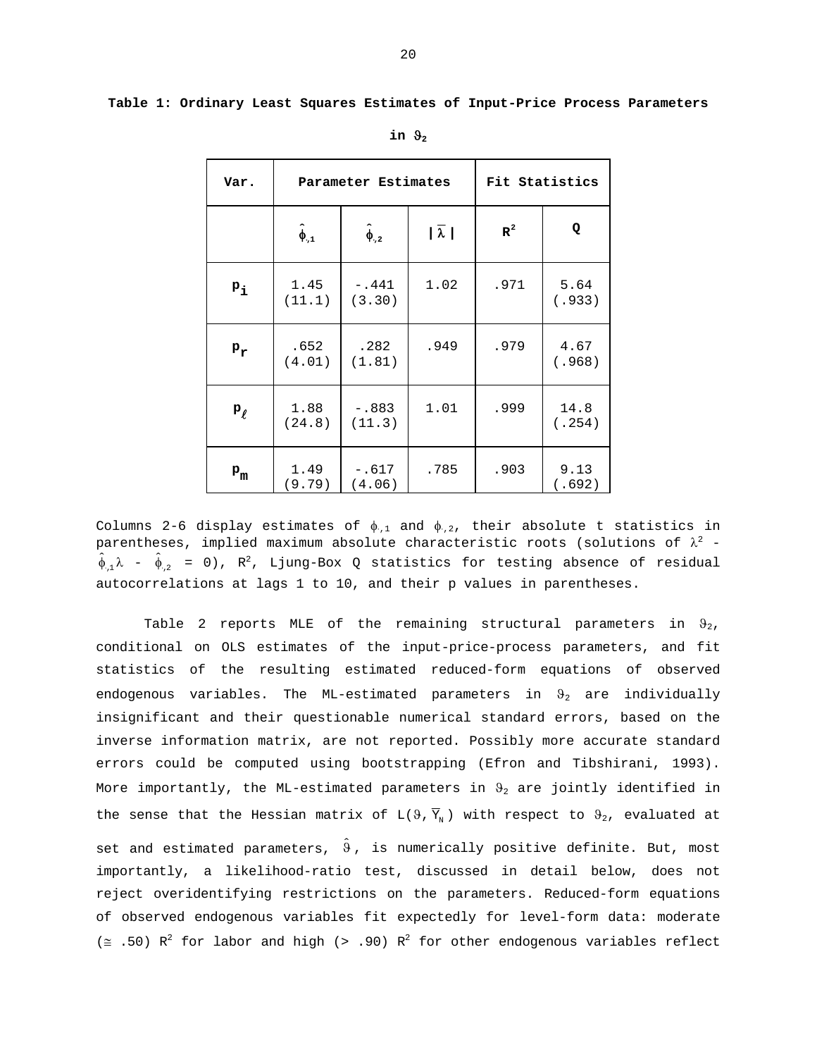**Table 1: Ordinary Least Squares Estimates of Input-Price Process Parameters in $\vartheta_2$**

| Var. | Parameter Estimates | | | Fit Statistics | |
|---|---|---|---|---|---|
| | $\hat{\phi}_{\cdot,1}$ | $\hat{\phi}_{\cdot,2}$ | $\lvert\bar{\lambda}\rvert$ | $R^2$ | Q |
| $p_i$ | 1.45 (11.1) | -.441 (3.30) | 1.02 | .971 | 5.64 (.933) |
| $p_r$ | .652 (4.01) | .282 (1.81) | .949 | .979 | 4.67 (.968) |
| $p_\ell$ | 1.88 (24.8) | -.883 (11.3) | 1.01 | .999 | 14.8 (.254) |
| $p_m$ | 1.49 (9.79) | -.617 (4.06) | .785 | .903 | 9.13 (.692) |

Columns 2-6 display estimates of $\phi_{\cdot,1}$ and $\phi_{\cdot,2}$, their absolute t statistics in parentheses, implied maximum absolute characteristic roots (solutions of $\lambda^2 - \hat{\phi}_{\cdot,1}\lambda - \hat{\phi}_{\cdot,2} = 0$), $R^2$, Ljung-Box Q statistics for testing absence of residual autocorrelations at lags 1 to 10, and their p values in parentheses.

Table 2 reports MLE of the remaining structural parameters in $\vartheta_2$, conditional on OLS estimates of the input-price-process parameters, and fit statistics of the resulting estimated reduced-form equations of observed endogenous variables. The ML-estimated parameters in $\vartheta_2$ are individually insignificant and their questionable numerical standard errors, based on the inverse information matrix, are not reported. Possibly more accurate standard errors could be computed using bootstrapping (Efron and Tibshirani, 1993). More importantly, the ML-estimated parameters in $\vartheta_2$ are jointly identified in the sense that the Hessian matrix of $L(\vartheta, \overline{Y}_N)$ with respect to $\vartheta_2$, evaluated at set and estimated parameters, $\hat{\vartheta}$, is numerically positive definite. But, most importantly, a likelihood-ratio test, discussed in detail below, does not reject overidentifying restrictions on the parameters. Reduced-form equations of observed endogenous variables fit expectedly for level-form data: moderate ($\cong .50$) $R^2$ for labor and high ($> .90$) $R^2$ for other endogenous variables reflect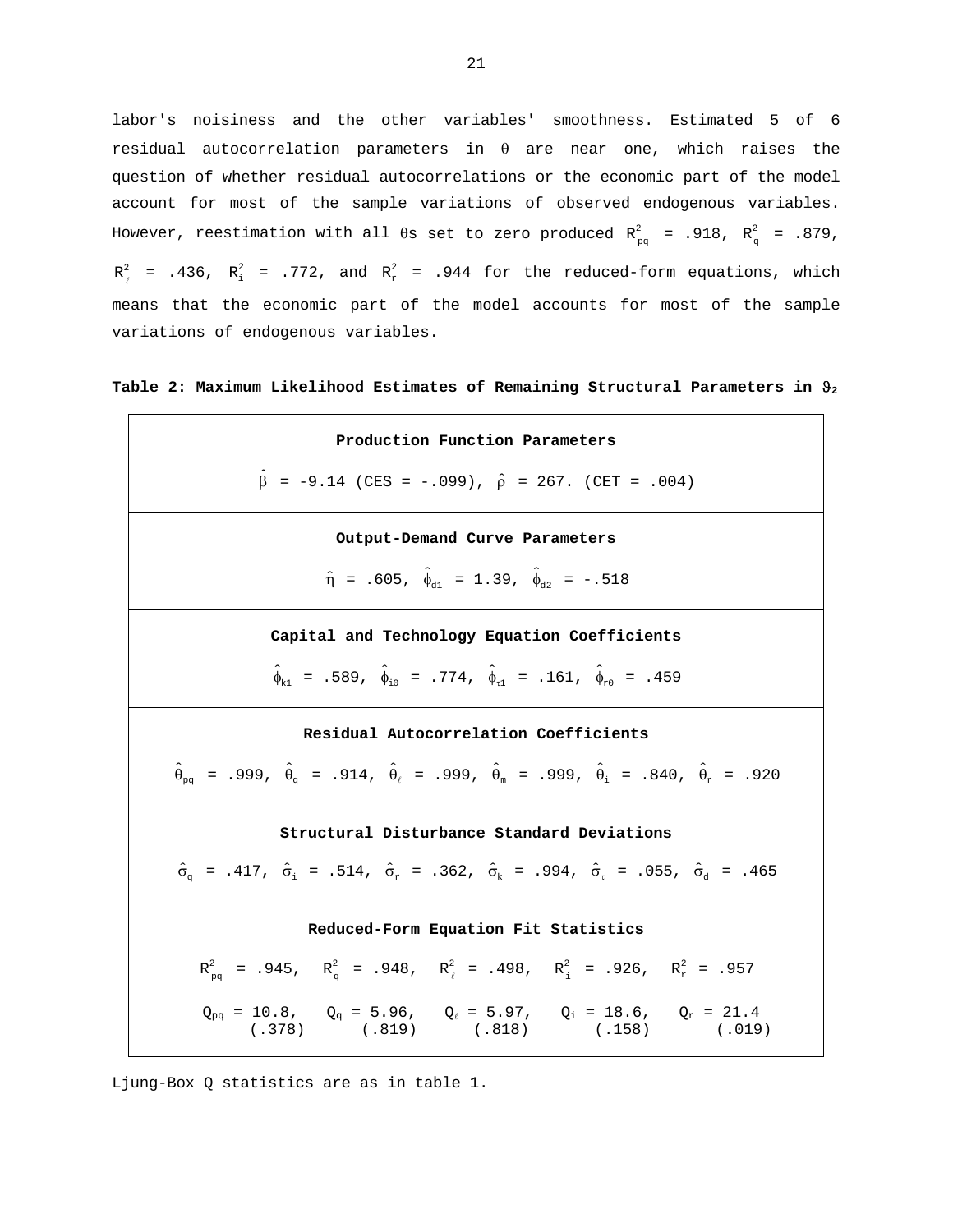labor's noisiness and the other variables' smoothness. Estimated 5 of 6 residual autocorrelation parameters in $\theta$ are near one, which raises the question of whether residual autocorrelations or the economic part of the model account for most of the sample variations of observed endogenous variables. However, reestimation with all $\theta$s set to zero produced $R^2_{pq}$ = .918, $R^2_q$ = .879, $R^2_\ell$ = .436, $R^2_i$ = .772, and $R^2_r$ = .944 for the reduced-form equations, which means that the economic part of the model accounts for most of the sample variations of endogenous variables.

**Table 2: Maximum Likelihood Estimates of Remaining Structural Parameters in $\vartheta_2$**

| |
|---|
| **Production Function Parameters** |
| $\hat{\beta}$ = -9.14 (CES = -.099), $\hat{\rho}$ = 267. (CET = .004) |
| **Output-Demand Curve Parameters** |
| $\hat{\eta}$ = .605, $\hat{\phi}_{d1}$ = 1.39, $\hat{\phi}_{d2}$ = -.518 |
| **Capital and Technology Equation Coefficients** |
| $\hat{\phi}_{k1}$ = .589, $\hat{\phi}_{i0}$ = .774, $\hat{\phi}_{\tau 1}$ = .161, $\hat{\phi}_{r0}$ = .459 |
| **Residual Autocorrelation Coefficients** |
| $\hat{\theta}_{pq}$ = .999, $\hat{\theta}_q$ = .914, $\hat{\theta}_\ell$ = .999, $\hat{\theta}_m$ = .999, $\hat{\theta}_i$ = .840, $\hat{\theta}_r$ = .920 |
| **Structural Disturbance Standard Deviations** |
| $\hat{\sigma}_q$ = .417, $\hat{\sigma}_i$ = .514, $\hat{\sigma}_r$ = .362, $\hat{\sigma}_k$ = .994, $\hat{\sigma}_\tau$ = .055, $\hat{\sigma}_d$ = .465 |
| **Reduced-Form Equation Fit Statistics** |
| $R^2_{pq}$ = .945, $R^2_q$ = .948, $R^2_\ell$ = .498, $R^2_i$ = .926, $R^2_r$ = .957 |
| $Q_{pq}$ = 10.8 (.378), $Q_q$ = 5.96 (.819), $Q_\ell$ = 5.97 (.818), $Q_i$ = 18.6 (.158), $Q_r$ = 21.4 (.019) |

Ljung-Box Q statistics are as in table 1.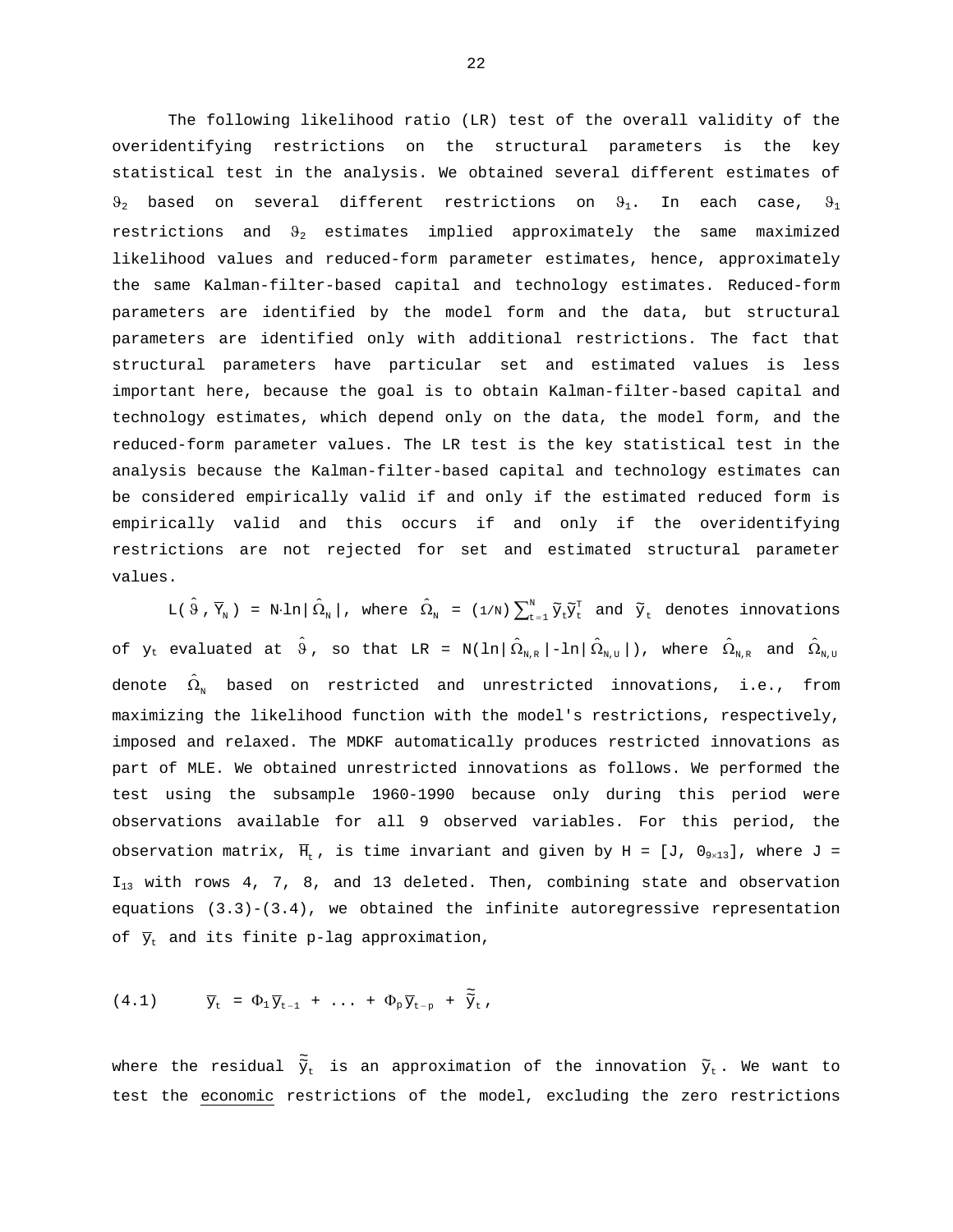The following likelihood ratio (LR) test of the overall validity of the overidentifying restrictions on the structural parameters is the key statistical test in the analysis. We obtained several different estimates of $\vartheta_2$ based on several different restrictions on $\vartheta_1$. In each case, $\vartheta_1$ restrictions and $\vartheta_2$ estimates implied approximately the same maximized likelihood values and reduced-form parameter estimates, hence, approximately the same Kalman-filter-based capital and technology estimates. Reduced-form parameters are identified by the model form and the data, but structural parameters are identified only with additional restrictions. The fact that structural parameters have particular set and estimated values is less important here, because the goal is to obtain Kalman-filter-based capital and technology estimates, which depend only on the data, the model form, and the reduced-form parameter values. The LR test is the key statistical test in the analysis because the Kalman-filter-based capital and technology estimates can be considered empirically valid if and only if the estimated reduced form is empirically valid and this occurs if and only if the overidentifying restrictions are not rejected for set and estimated structural parameter values.

$L(\hat{\vartheta}, \overline{Y}_N) = N{\cdot}\ln|\hat{\Omega}_N|$, where $\hat{\Omega}_N = (1/N)\sum_{t=1}^{N}\tilde{y}_t\tilde{y}_t^T$ and $\tilde{y}_t$ denotes innovations of $y_t$ evaluated at $\hat{\vartheta}$, so that $LR = N(\ln|\hat{\Omega}_{N,R}|-\ln|\hat{\Omega}_{N,U}|)$, where $\hat{\Omega}_{N,R}$ and $\hat{\Omega}_{N,U}$ denote $\hat{\Omega}_N$ based on restricted and unrestricted innovations, i.e., from maximizing the likelihood function with the model's restrictions, respectively, imposed and relaxed. The MDKF automatically produces restricted innovations as part of MLE. We obtained unrestricted innovations as follows. We performed the test using the subsample 1960-1990 because only during this period were observations available for all 9 observed variables. For this period, the observation matrix, $\overline{H}_t$, is time invariant and given by $H = [J, 0_{9\times 13}]$, where $J = I_{13}$ with rows 4, 7, 8, and 13 deleted. Then, combining state and observation equations (3.3)-(3.4), we obtained the infinite autoregressive representation of $\overline{y}_t$ and its finite p-lag approximation,

$$\overline{y}_t = \Phi_1\overline{y}_{t-1} + \ldots + \Phi_p\overline{y}_{t-p} + \tilde{\tilde{y}}_t, \tag{4.1}$$

where the residual $\tilde{\tilde{y}}_t$ is an approximation of the innovation $\tilde{y}_t$. We want to test the <u>economic</u> restrictions of the model, excluding the zero restrictions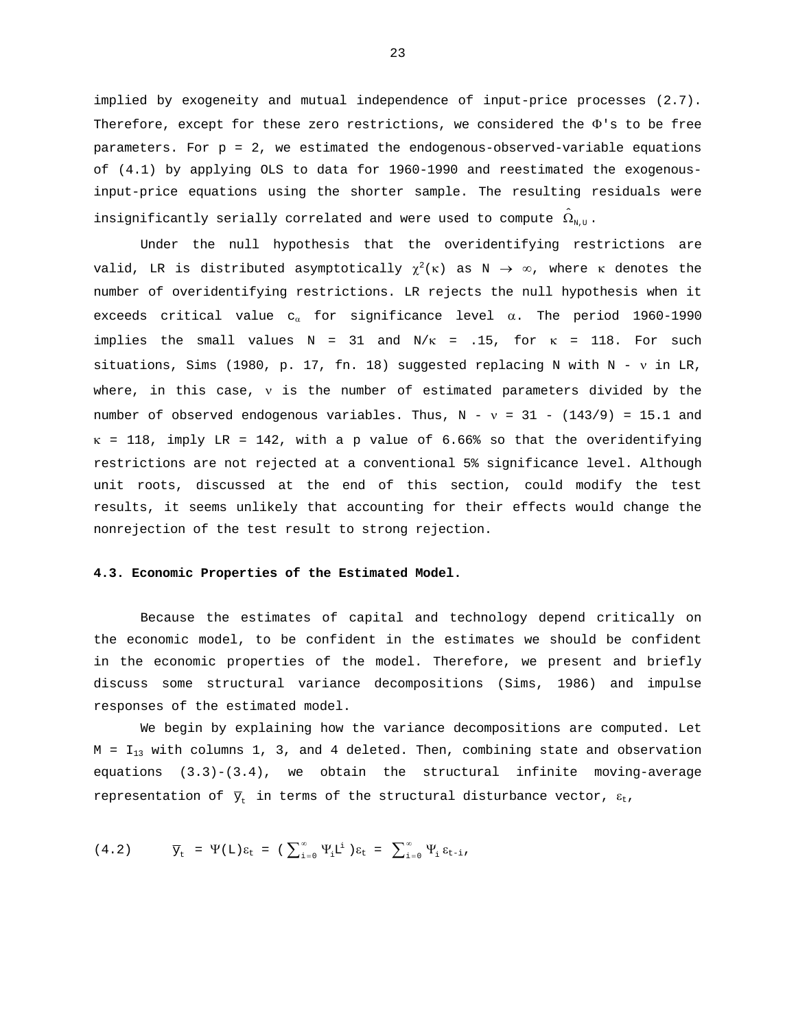implied by exogeneity and mutual independence of input-price processes (2.7). Therefore, except for these zero restrictions, we considered the $\Phi$'s to be free parameters. For p = 2, we estimated the endogenous-observed-variable equations of (4.1) by applying OLS to data for 1960-1990 and reestimated the exogenous-input-price equations using the shorter sample. The resulting residuals were insignificantly serially correlated and were used to compute $\hat{\Omega}_{N,U}$.

Under the null hypothesis that the overidentifying restrictions are valid, LR is distributed asymptotically $\chi^2(\kappa)$ as $N \to \infty$, where $\kappa$ denotes the number of overidentifying restrictions. LR rejects the null hypothesis when it exceeds critical value $c_\alpha$ for significance level $\alpha$. The period 1960-1990 implies the small values N = 31 and $N/\kappa$ = .15, for $\kappa$ = 118. For such situations, Sims (1980, p. 17, fn. 18) suggested replacing N with $N - \nu$ in LR, where, in this case, $\nu$ is the number of estimated parameters divided by the number of observed endogenous variables. Thus, $N - \nu = 31 - (143/9) = 15.1$ and $\kappa$ = 118, imply LR = 142, with a p value of 6.66% so that the overidentifying restrictions are not rejected at a conventional 5% significance level. Although unit roots, discussed at the end of this section, could modify the test results, it seems unlikely that accounting for their effects would change the nonrejection of the test result to strong rejection.

**4.3. Economic Properties of the Estimated Model.**

Because the estimates of capital and technology depend critically on the economic model, to be confident in the estimates we should be confident in the economic properties of the model. Therefore, we present and briefly discuss some structural variance decompositions (Sims, 1986) and impulse responses of the estimated model.

We begin by explaining how the variance decompositions are computed. Let $M = I_{13}$ with columns 1, 3, and 4 deleted. Then, combining state and observation equations (3.3)-(3.4), we obtain the structural infinite moving-average representation of $\bar{y}_t$ in terms of the structural disturbance vector, $\varepsilon_t$,

$$(4.2) \qquad \bar{y}_t = \Psi(L)\varepsilon_t = \left(\sum_{i=0}^{\infty} \Psi_i L^i\right)\varepsilon_t = \sum_{i=0}^{\infty} \Psi_i \varepsilon_{t-i},$$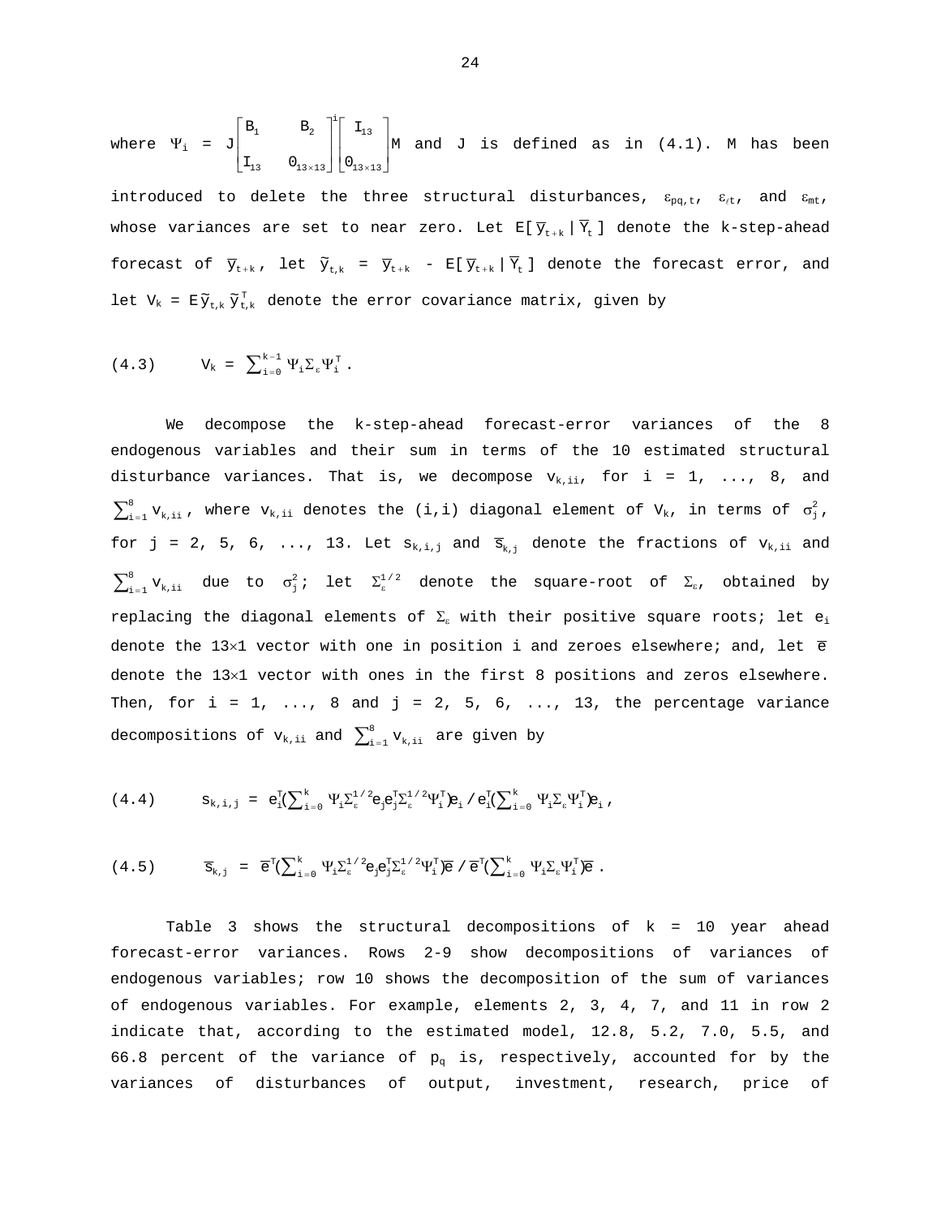where $\Psi_i = J\begin{bmatrix} B_1 & B_2 \\ I_{13} & 0_{13\times 13} \end{bmatrix}^i \begin{bmatrix} I_{13} \\ 0_{13\times 13} \end{bmatrix} M$ and J is defined as in (4.1). M has been introduced to delete the three structural disturbances, $\varepsilon_{pq,t}$, $\varepsilon_{\ell t}$, and $\varepsilon_{mt}$, whose variances are set to near zero. Let $E[\bar{y}_{t+k} | \bar{Y}_t]$ denote the k-step-ahead forecast of $\bar{y}_{t+k}$, let $\tilde{y}_{t,k} = \bar{y}_{t+k} - E[\bar{y}_{t+k} | \bar{Y}_t]$ denote the forecast error, and let $V_k = E\tilde{y}_{t,k}\tilde{y}_{t,k}^T$ denote the error covariance matrix, given by

$$(4.3) \qquad V_k = \sum_{i=0}^{k-1} \Psi_i \Sigma_\varepsilon \Psi_i^T .$$

We decompose the k-step-ahead forecast-error variances of the 8 endogenous variables and their sum in terms of the 10 estimated structural disturbance variances. That is, we decompose $v_{k,ii}$, for i = 1, ..., 8, and $\sum_{i=1}^{8} v_{k,ii}$, where $v_{k,ii}$ denotes the (i,i) diagonal element of $V_k$, in terms of $\sigma_j^2$, for j = 2, 5, 6, ..., 13. Let $s_{k,i,j}$ and $\bar{s}_{k,j}$ denote the fractions of $v_{k,ii}$ and $\sum_{i=1}^{8} v_{k,ii}$ due to $\sigma_j^2$; let $\Sigma_\varepsilon^{1/2}$ denote the square-root of $\Sigma_\varepsilon$, obtained by replacing the diagonal elements of $\Sigma_\varepsilon$ with their positive square roots; let $e_i$ denote the 13×1 vector with one in position i and zeroes elsewhere; and, let $\bar{e}$ denote the 13×1 vector with ones in the first 8 positions and zeros elsewhere. Then, for i = 1, ..., 8 and j = 2, 5, 6, ..., 13, the percentage variance decompositions of $v_{k,ii}$ and $\sum_{i=1}^{8} v_{k,ii}$ are given by

$$(4.4) \qquad s_{k,i,j} = e_i^T\left(\sum_{i=0}^{k} \Psi_i \Sigma_\varepsilon^{1/2} e_j e_j^T \Sigma_\varepsilon^{1/2} \Psi_i^T\right) e_i \,/\, e_i^T\left(\sum_{i=0}^{k} \Psi_i \Sigma_\varepsilon \Psi_i^T\right) e_i ,$$

$$(4.5) \qquad \bar{s}_{k,j} = \bar{e}^T\left(\sum_{i=0}^{k} \Psi_i \Sigma_\varepsilon^{1/2} e_j e_j^T \Sigma_\varepsilon^{1/2} \Psi_i^T\right) \bar{e} \,/\, \bar{e}^T\left(\sum_{i=0}^{k} \Psi_i \Sigma_\varepsilon \Psi_i^T\right) \bar{e} .$$

Table 3 shows the structural decompositions of k = 10 year ahead forecast-error variances. Rows 2-9 show decompositions of variances of endogenous variables; row 10 shows the decomposition of the sum of variances of endogenous variables. For example, elements 2, 3, 4, 7, and 11 in row 2 indicate that, according to the estimated model, 12.8, 5.2, 7.0, 5.5, and 66.8 percent of the variance of $p_q$ is, respectively, accounted for by the variances of disturbances of output, investment, research, price of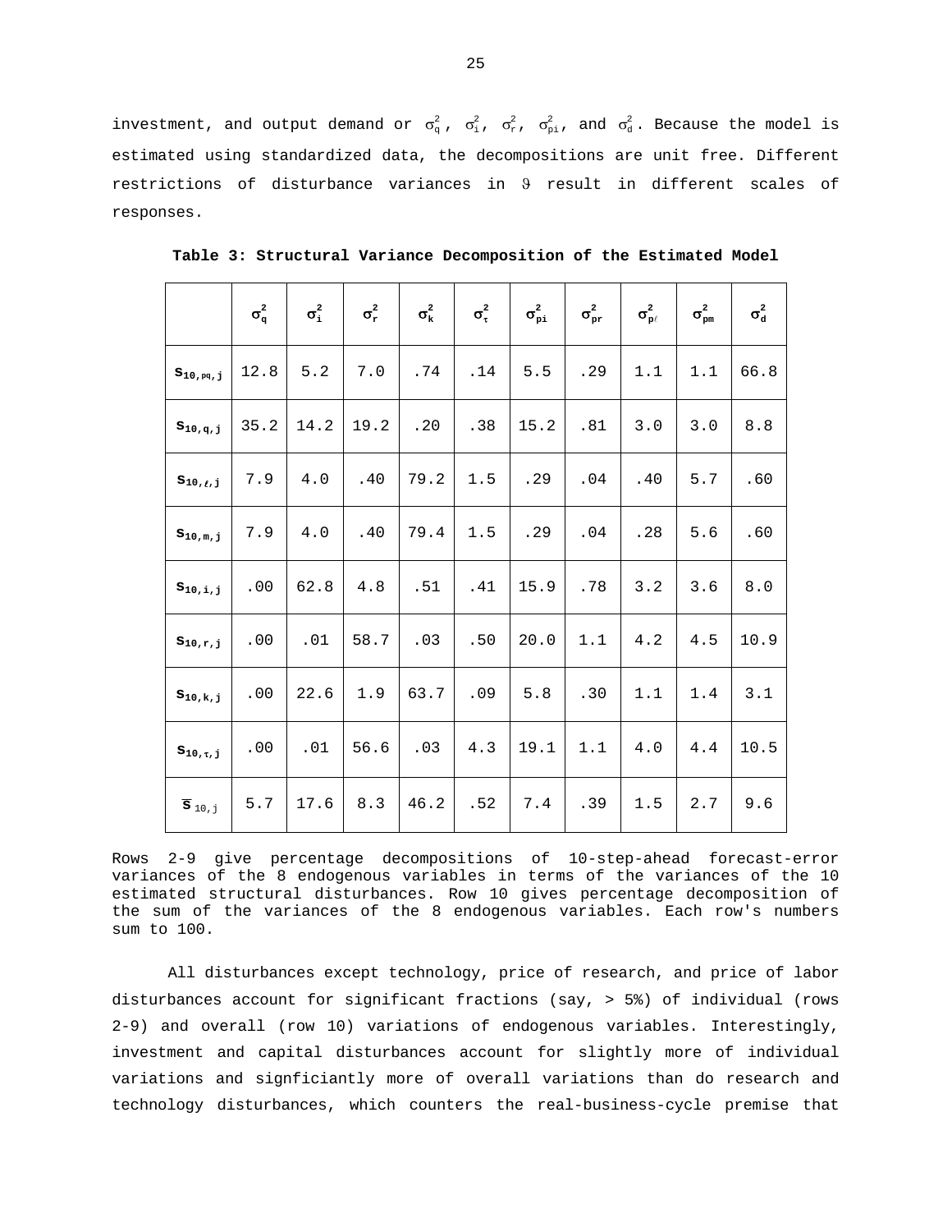investment, and output demand or $\sigma_q^2$, $\sigma_i^2$, $\sigma_r^2$, $\sigma_{pi}^2$, and $\sigma_d^2$. Because the model is estimated using standardized data, the decompositions are unit free. Different restrictions of disturbance variances in $\vartheta$ result in different scales of responses.

**Table 3: Structural Variance Decomposition of the Estimated Model**

| | $\sigma_q^2$ | $\sigma_i^2$ | $\sigma_r^2$ | $\sigma_k^2$ | $\sigma_\tau^2$ | $\sigma_{pi}^2$ | $\sigma_{pr}^2$ | $\sigma_{p\ell}^2$ | $\sigma_{pm}^2$ | $\sigma_d^2$ |
|---|---|---|---|---|---|---|---|---|---|---|
| $s_{10,pq,j}$ | 12.8 | 5.2 | 7.0 | .74 | .14 | 5.5 | .29 | 1.1 | 1.1 | 66.8 |
| $s_{10,q,j}$ | 35.2 | 14.2 | 19.2 | .20 | .38 | 15.2 | .81 | 3.0 | 3.0 | 8.8 |
| $s_{10,\ell,j}$ | 7.9 | 4.0 | .40 | 79.2 | 1.5 | .29 | .04 | .40 | 5.7 | .60 |
| $s_{10,m,j}$ | 7.9 | 4.0 | .40 | 79.4 | 1.5 | .29 | .04 | .28 | 5.6 | .60 |
| $s_{10,i,j}$ | .00 | 62.8 | 4.8 | .51 | .41 | 15.9 | .78 | 3.2 | 3.6 | 8.0 |
| $s_{10,r,j}$ | .00 | .01 | 58.7 | .03 | .50 | 20.0 | 1.1 | 4.2 | 4.5 | 10.9 |
| $s_{10,k,j}$ | .00 | 22.6 | 1.9 | 63.7 | .09 | 5.8 | .30 | 1.1 | 1.4 | 3.1 |
| $s_{10,\tau,j}$ | .00 | .01 | 56.6 | .03 | 4.3 | 19.1 | 1.1 | 4.0 | 4.4 | 10.5 |
| $\bar{s}_{10,j}$ | 5.7 | 17.6 | 8.3 | 46.2 | .52 | 7.4 | .39 | 1.5 | 2.7 | 9.6 |

Rows 2-9 give percentage decompositions of 10-step-ahead forecast-error variances of the 8 endogenous variables in terms of the variances of the 10 estimated structural disturbances. Row 10 gives percentage decomposition of the sum of the variances of the 8 endogenous variables. Each row's numbers sum to 100.

All disturbances except technology, price of research, and price of labor disturbances account for significant fractions (say, > 5%) of individual (rows 2-9) and overall (row 10) variations of endogenous variables. Interestingly, investment and capital disturbances account for slightly more of individual variations and signficiantly more of overall variations than do research and technology disturbances, which counters the real-business-cycle premise that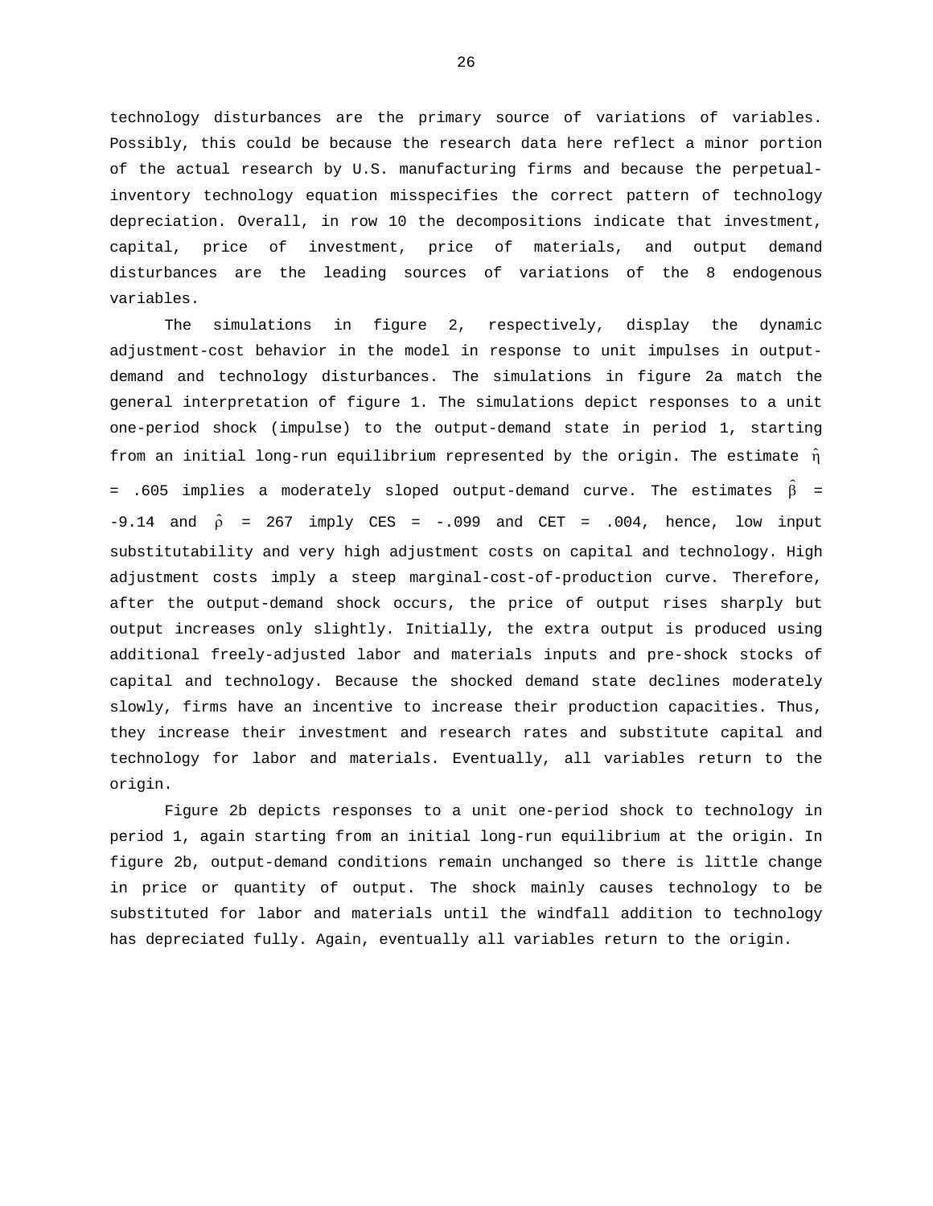technology disturbances are the primary source of variations of variables. Possibly, this could be because the research data here reflect a minor portion of the actual research by U.S. manufacturing firms and because the perpetual-inventory technology equation misspecifies the correct pattern of technology depreciation. Overall, in row 10 the decompositions indicate that investment, capital, price of investment, price of materials, and output demand disturbances are the leading sources of variations of the 8 endogenous variables.

The simulations in figure 2, respectively, display the dynamic adjustment-cost behavior in the model in response to unit impulses in output-demand and technology disturbances. The simulations in figure 2a match the general interpretation of figure 1. The simulations depict responses to a unit one-period shock (impulse) to the output-demand state in period 1, starting from an initial long-run equilibrium represented by the origin. The estimate $\hat{\eta}$ = .605 implies a moderately sloped output-demand curve. The estimates $\hat{\beta}$ = -9.14 and $\hat{\rho}$ = 267 imply CES = -.099 and CET = .004, hence, low input substitutability and very high adjustment costs on capital and technology. High adjustment costs imply a steep marginal-cost-of-production curve. Therefore, after the output-demand shock occurs, the price of output rises sharply but output increases only slightly. Initially, the extra output is produced using additional freely-adjusted labor and materials inputs and pre-shock stocks of capital and technology. Because the shocked demand state declines moderately slowly, firms have an incentive to increase their production capacities. Thus, they increase their investment and research rates and substitute capital and technology for labor and materials. Eventually, all variables return to the origin.

Figure 2b depicts responses to a unit one-period shock to technology in period 1, again starting from an initial long-run equilibrium at the origin. In figure 2b, output-demand conditions remain unchanged so there is little change in price or quantity of output. The shock mainly causes technology to be substituted for labor and materials until the windfall addition to technology has depreciated fully. Again, eventually all variables return to the origin.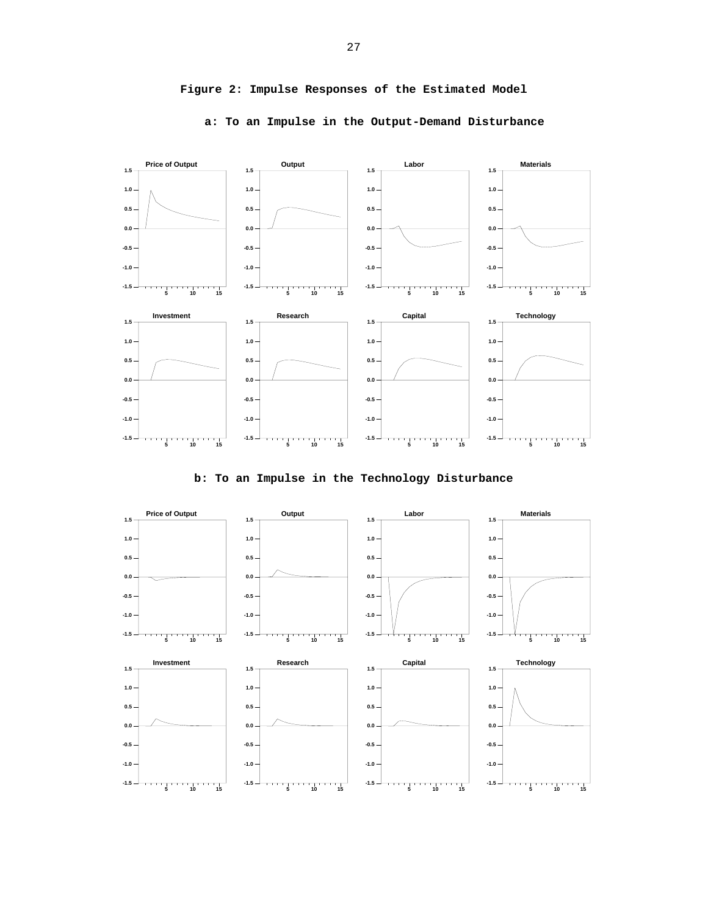# Figure 2: Impulse Responses of the Estimated Model

## a: To an Impulse in the Output-Demand Disturbance

## b: To an Impulse in the Technology Disturbance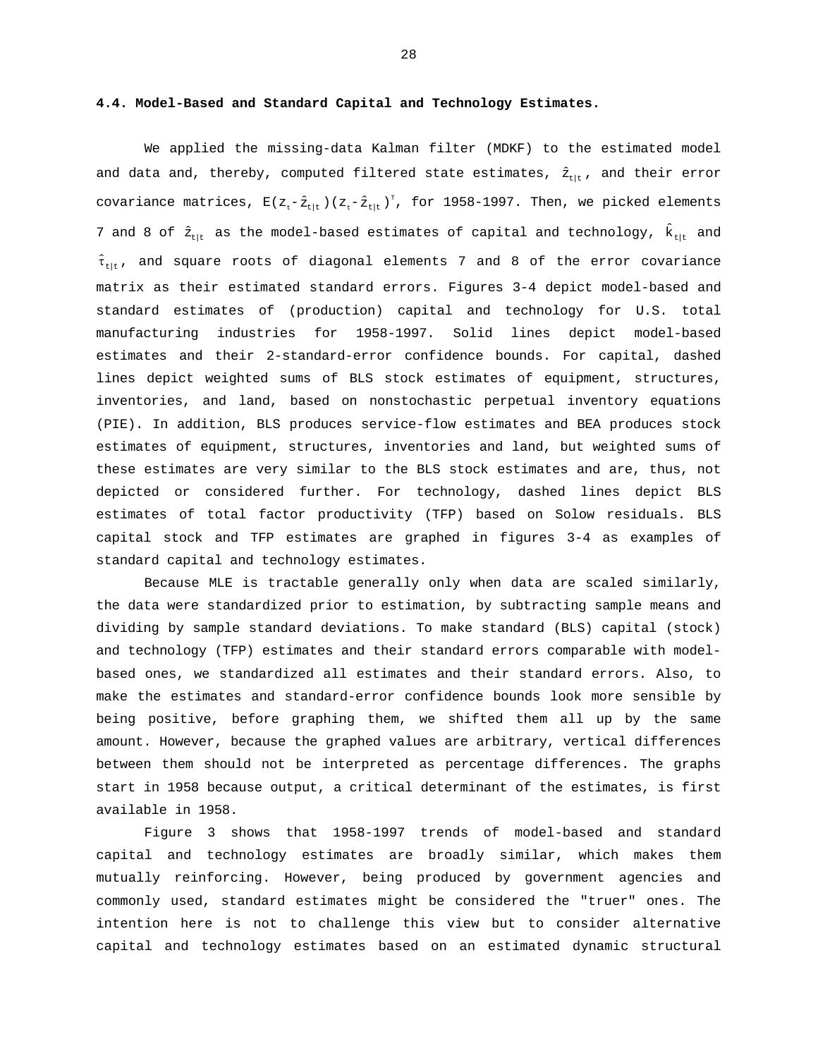**4.4. Model-Based and Standard Capital and Technology Estimates.**

We applied the missing-data Kalman filter (MDKF) to the estimated model and data and, thereby, computed filtered state estimates, $\hat{z}_{t|t}$, and their error covariance matrices, $E(z_t-\hat{z}_{t|t})(z_t-\hat{z}_{t|t})^{\top}$, for 1958-1997. Then, we picked elements 7 and 8 of $\hat{z}_{t|t}$ as the model-based estimates of capital and technology, $\hat{k}_{t|t}$ and $\hat{\tau}_{t|t}$, and square roots of diagonal elements 7 and 8 of the error covariance matrix as their estimated standard errors. Figures 3-4 depict model-based and standard estimates of (production) capital and technology for U.S. total manufacturing industries for 1958-1997. Solid lines depict model-based estimates and their 2-standard-error confidence bounds. For capital, dashed lines depict weighted sums of BLS stock estimates of equipment, structures, inventories, and land, based on nonstochastic perpetual inventory equations (PIE). In addition, BLS produces service-flow estimates and BEA produces stock estimates of equipment, structures, inventories and land, but weighted sums of these estimates are very similar to the BLS stock estimates and are, thus, not depicted or considered further. For technology, dashed lines depict BLS estimates of total factor productivity (TFP) based on Solow residuals. BLS capital stock and TFP estimates are graphed in figures 3-4 as examples of standard capital and technology estimates.

Because MLE is tractable generally only when data are scaled similarly, the data were standardized prior to estimation, by subtracting sample means and dividing by sample standard deviations. To make standard (BLS) capital (stock) and technology (TFP) estimates and their standard errors comparable with model-based ones, we standardized all estimates and their standard errors. Also, to make the estimates and standard-error confidence bounds look more sensible by being positive, before graphing them, we shifted them all up by the same amount. However, because the graphed values are arbitrary, vertical differences between them should not be interpreted as percentage differences. The graphs start in 1958 because output, a critical determinant of the estimates, is first available in 1958.

Figure 3 shows that 1958-1997 trends of model-based and standard capital and technology estimates are broadly similar, which makes them mutually reinforcing. However, being produced by government agencies and commonly used, standard estimates might be considered the "truer" ones. The intention here is not to challenge this view but to consider alternative capital and technology estimates based on an estimated dynamic structural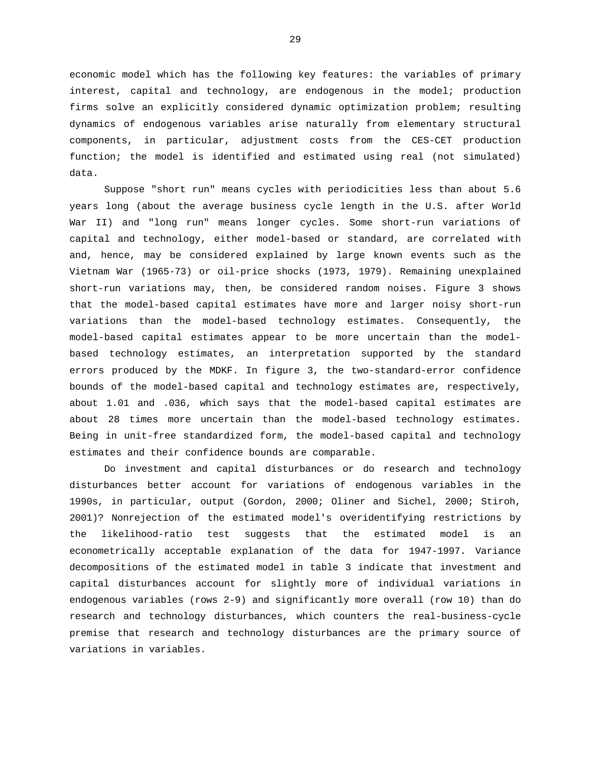economic model which has the following key features: the variables of primary interest, capital and technology, are endogenous in the model; production firms solve an explicitly considered dynamic optimization problem; resulting dynamics of endogenous variables arise naturally from elementary structural components, in particular, adjustment costs from the CES-CET production function; the model is identified and estimated using real (not simulated) data.

Suppose "short run" means cycles with periodicities less than about 5.6 years long (about the average business cycle length in the U.S. after World War II) and "long run" means longer cycles. Some short-run variations of capital and technology, either model-based or standard, are correlated with and, hence, may be considered explained by large known events such as the Vietnam War (1965-73) or oil-price shocks (1973, 1979). Remaining unexplained short-run variations may, then, be considered random noises. Figure 3 shows that the model-based capital estimates have more and larger noisy short-run variations than the model-based technology estimates. Consequently, the model-based capital estimates appear to be more uncertain than the model-based technology estimates, an interpretation supported by the standard errors produced by the MDKF. In figure 3, the two-standard-error confidence bounds of the model-based capital and technology estimates are, respectively, about 1.01 and .036, which says that the model-based capital estimates are about 28 times more uncertain than the model-based technology estimates. Being in unit-free standardized form, the model-based capital and technology estimates and their confidence bounds are comparable.

Do investment and capital disturbances or do research and technology disturbances better account for variations of endogenous variables in the 1990s, in particular, output (Gordon, 2000; Oliner and Sichel, 2000; Stiroh, 2001)? Nonrejection of the estimated model's overidentifying restrictions by the likelihood-ratio test suggests that the estimated model is an econometrically acceptable explanation of the data for 1947-1997. Variance decompositions of the estimated model in table 3 indicate that investment and capital disturbances account for slightly more of individual variations in endogenous variables (rows 2-9) and significantly more overall (row 10) than do research and technology disturbances, which counters the real-business-cycle premise that research and technology disturbances are the primary source of variations in variables.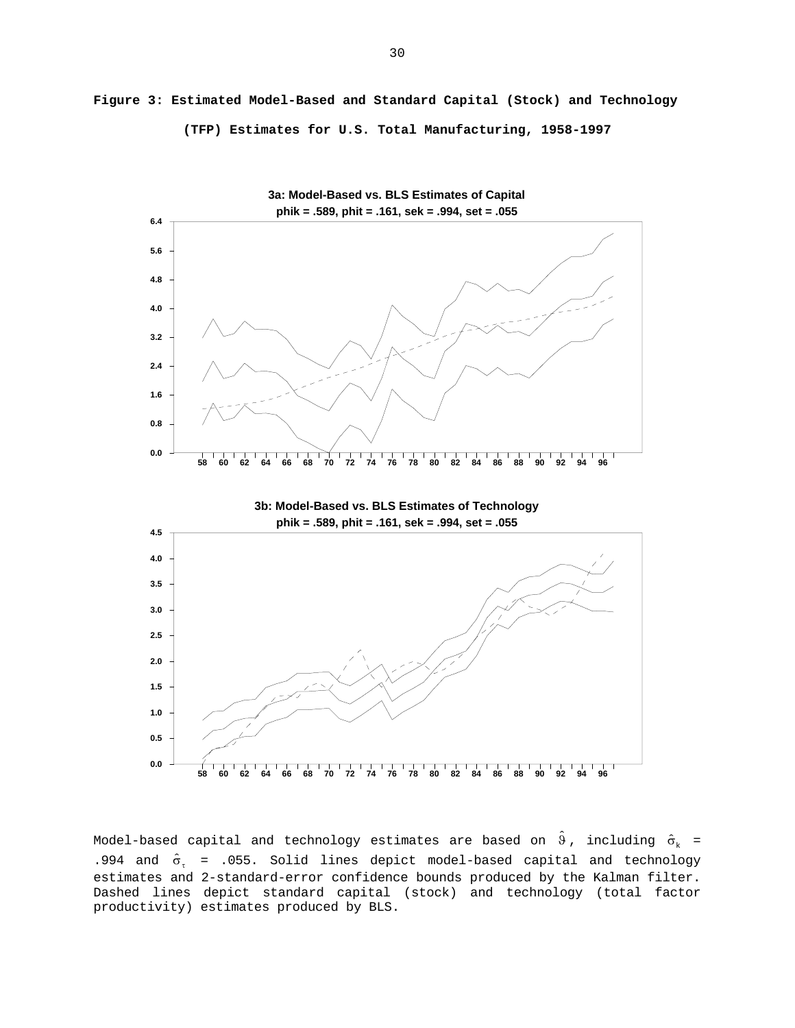**Figure 3: Estimated Model-Based and Standard Capital (Stock) and Technology (TFP) Estimates for U.S. Total Manufacturing, 1958-1997**

**3a: Model-Based vs. BLS Estimates of Capital**
**phik = .589, phit = .161, sek = .994, set = .055**

**3b: Model-Based vs. BLS Estimates of Technology**
**phik = .589, phit = .161, sek = .994, set = .055**

Model-based capital and technology estimates are based on $\hat{\vartheta}$, including $\hat{\sigma}_k$ = .994 and $\hat{\sigma}_\tau$ = .055. Solid lines depict model-based capital and technology estimates and 2-standard-error confidence bounds produced by the Kalman filter. Dashed lines depict standard capital (stock) and technology (total factor productivity) estimates produced by BLS.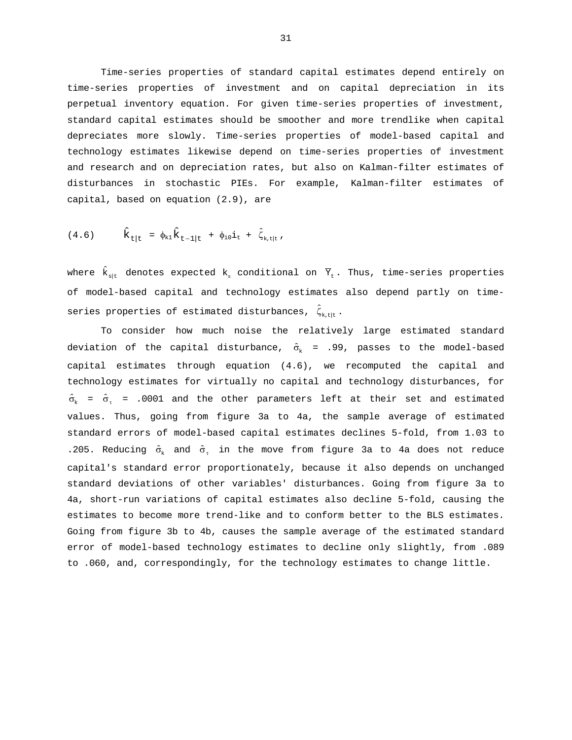Time-series properties of standard capital estimates depend entirely on time-series properties of investment and on capital depreciation in its perpetual inventory equation. For given time-series properties of investment, standard capital estimates should be smoother and more trendlike when capital depreciates more slowly. Time-series properties of model-based capital and technology estimates likewise depend on time-series properties of investment and research and on depreciation rates, but also on Kalman-filter estimates of disturbances in stochastic PIEs. For example, Kalman-filter estimates of capital, based on equation (2.9), are

$$\hat{k}_{t|t} = \phi_{k1}\hat{k}_{t-1|t} + \phi_{i0}i_t + \hat{\zeta}_{k,t|t}, \tag{4.6}$$

where $\hat{k}_{s|t}$ denotes expected $k_s$ conditional on $\overline{Y}_t$. Thus, time-series properties of model-based capital and technology estimates also depend partly on time-series properties of estimated disturbances, $\hat{\zeta}_{k,t|t}$.

To consider how much noise the relatively large estimated standard deviation of the capital disturbance, $\hat{\sigma}_k = .99$, passes to the model-based capital estimates through equation (4.6), we recomputed the capital and technology estimates for virtually no capital and technology disturbances, for $\hat{\sigma}_k = \hat{\sigma}_\tau = .0001$ and the other parameters left at their set and estimated values. Thus, going from figure 3a to 4a, the sample average of estimated standard errors of model-based capital estimates declines 5-fold, from 1.03 to .205. Reducing $\hat{\sigma}_k$ and $\hat{\sigma}_\tau$ in the move from figure 3a to 4a does not reduce capital's standard error proportionately, because it also depends on unchanged standard deviations of other variables' disturbances. Going from figure 3a to 4a, short-run variations of capital estimates also decline 5-fold, causing the estimates to become more trend-like and to conform better to the BLS estimates. Going from figure 3b to 4b, causes the sample average of the estimated standard error of model-based technology estimates to decline only slightly, from .089 to .060, and, correspondingly, for the technology estimates to change little.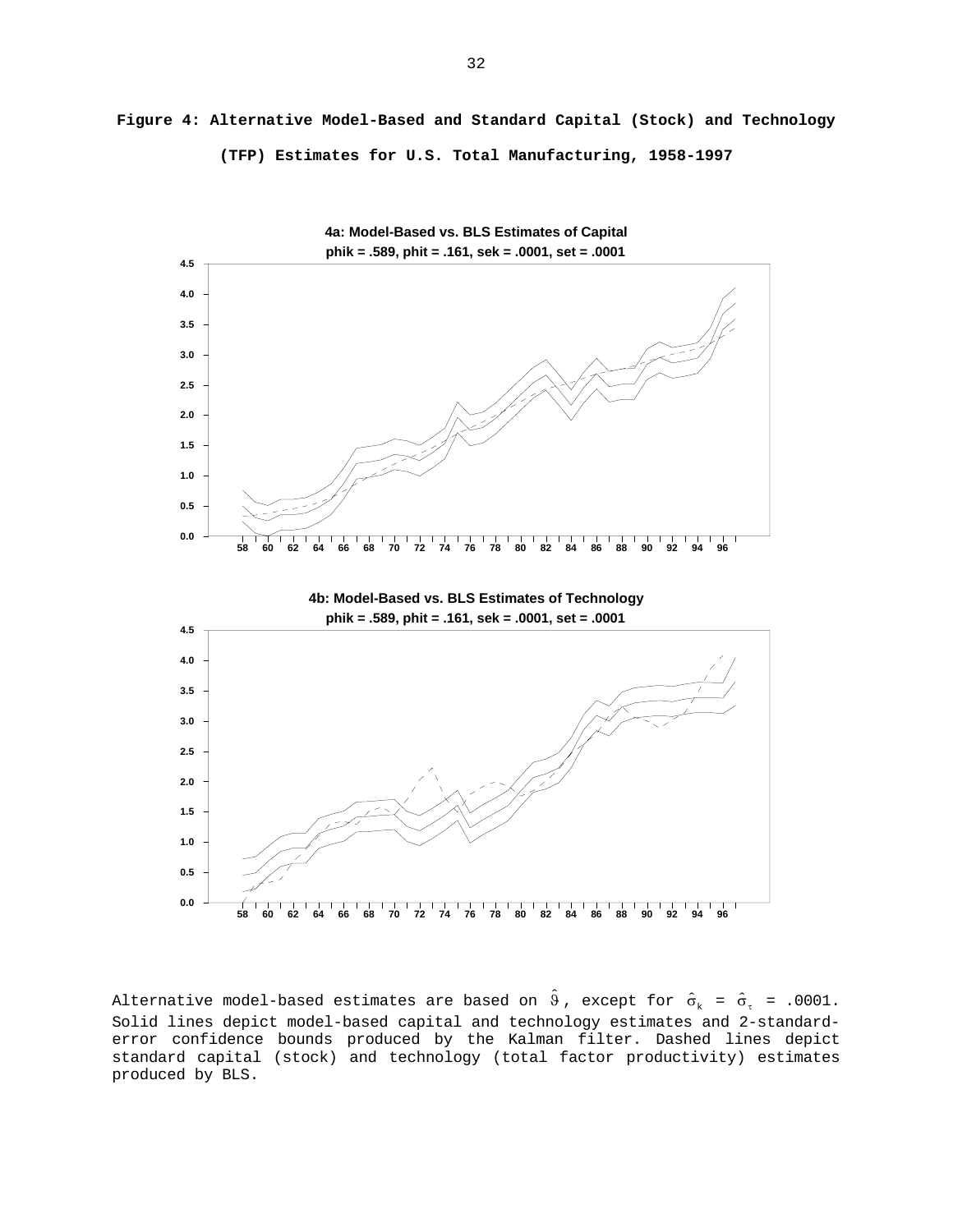**Figure 4: Alternative Model-Based and Standard Capital (Stock) and Technology (TFP) Estimates for U.S. Total Manufacturing, 1958-1997**

**4a: Model-Based vs. BLS Estimates of Capital**
**phik = .589, phit = .161, sek = .0001, set = .0001**

**4b: Model-Based vs. BLS Estimates of Technology**
**phik = .589, phit = .161, sek = .0001, set = .0001**

Alternative model-based estimates are based on $\hat{\vartheta}$, except for $\hat{\sigma}_{k} = \hat{\sigma}_{\tau} = .0001$. Solid lines depict model-based capital and technology estimates and 2-standard-error confidence bounds produced by the Kalman filter. Dashed lines depict standard capital (stock) and technology (total factor productivity) estimates produced by BLS.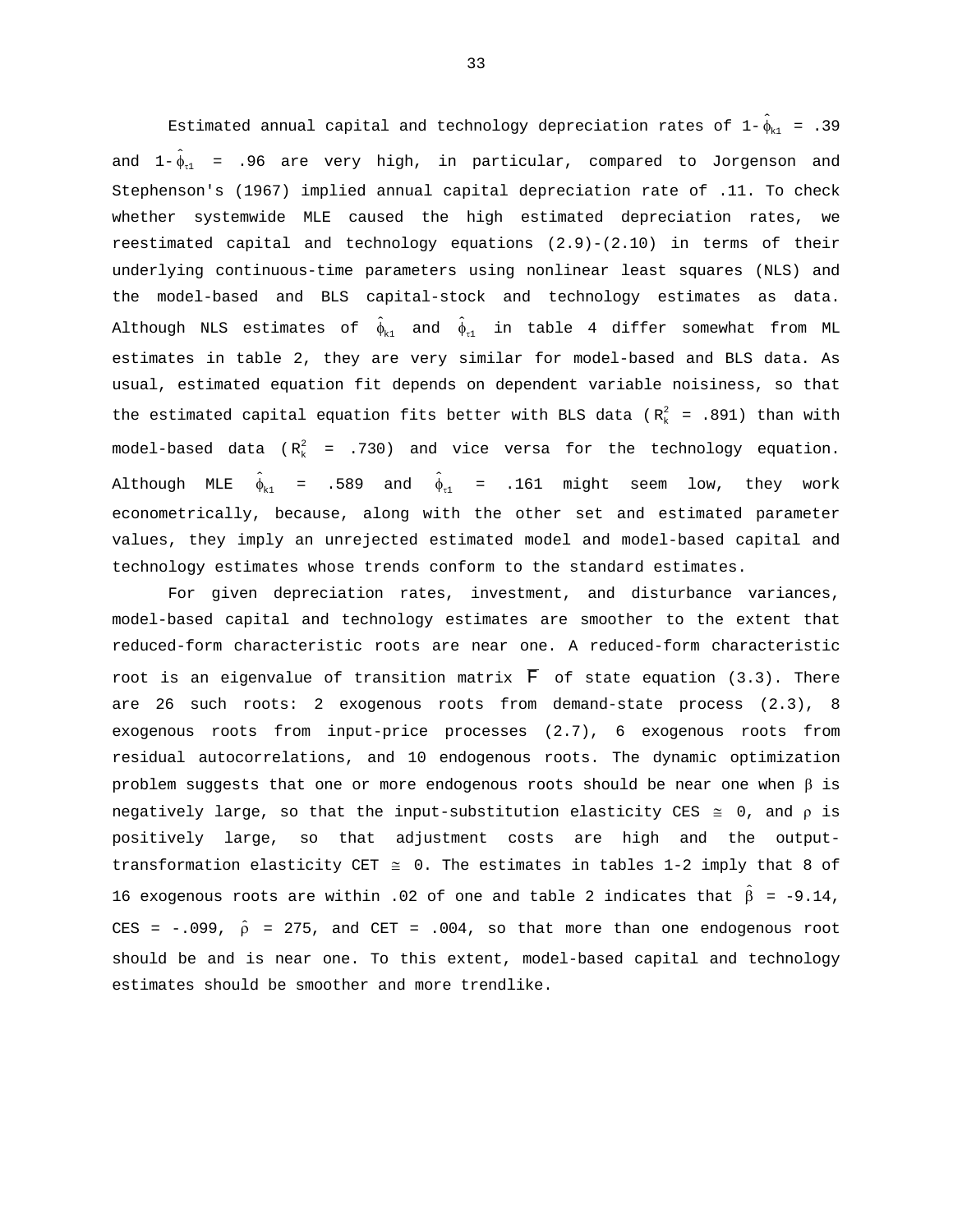Estimated annual capital and technology depreciation rates of $1-\hat{\phi}_{k1} = .39$ and $1-\hat{\phi}_{\tau 1} = .96$ are very high, in particular, compared to Jorgenson and Stephenson's (1967) implied annual capital depreciation rate of .11. To check whether systemwide MLE caused the high estimated depreciation rates, we reestimated capital and technology equations (2.9)-(2.10) in terms of their underlying continuous-time parameters using nonlinear least squares (NLS) and the model-based and BLS capital-stock and technology estimates as data. Although NLS estimates of $\hat{\phi}_{k1}$ and $\hat{\phi}_{\tau 1}$ in table 4 differ somewhat from ML estimates in table 2, they are very similar for model-based and BLS data. As usual, estimated equation fit depends on dependent variable noisiness, so that the estimated capital equation fits better with BLS data ($R_k^2 = .891$) than with model-based data ($R_k^2 = .730$) and vice versa for the technology equation. Although MLE $\hat{\phi}_{k1} = .589$ and $\hat{\phi}_{\tau 1} = .161$ might seem low, they work econometrically, because, along with the other set and estimated parameter values, they imply an unrejected estimated model and model-based capital and technology estimates whose trends conform to the standard estimates.

For given depreciation rates, investment, and disturbance variances, model-based capital and technology estimates are smoother to the extent that reduced-form characteristic roots are near one. A reduced-form characteristic root is an eigenvalue of transition matrix $F$ of state equation (3.3). There are 26 such roots: 2 exogenous roots from demand-state process (2.3), 8 exogenous roots from input-price processes (2.7), 6 exogenous roots from residual autocorrelations, and 10 endogenous roots. The dynamic optimization problem suggests that one or more endogenous roots should be near one when $\beta$ is negatively large, so that the input-substitution elasticity CES $\cong$ 0, and $\rho$ is positively large, so that adjustment costs are high and the output-transformation elasticity CET $\cong$ 0. The estimates in tables 1-2 imply that 8 of 16 exogenous roots are within .02 of one and table 2 indicates that $\hat{\beta} = -9.14$, CES = -.099, $\hat{\rho} = 275$, and CET = .004, so that more than one endogenous root should be and is near one. To this extent, model-based capital and technology estimates should be smoother and more trendlike.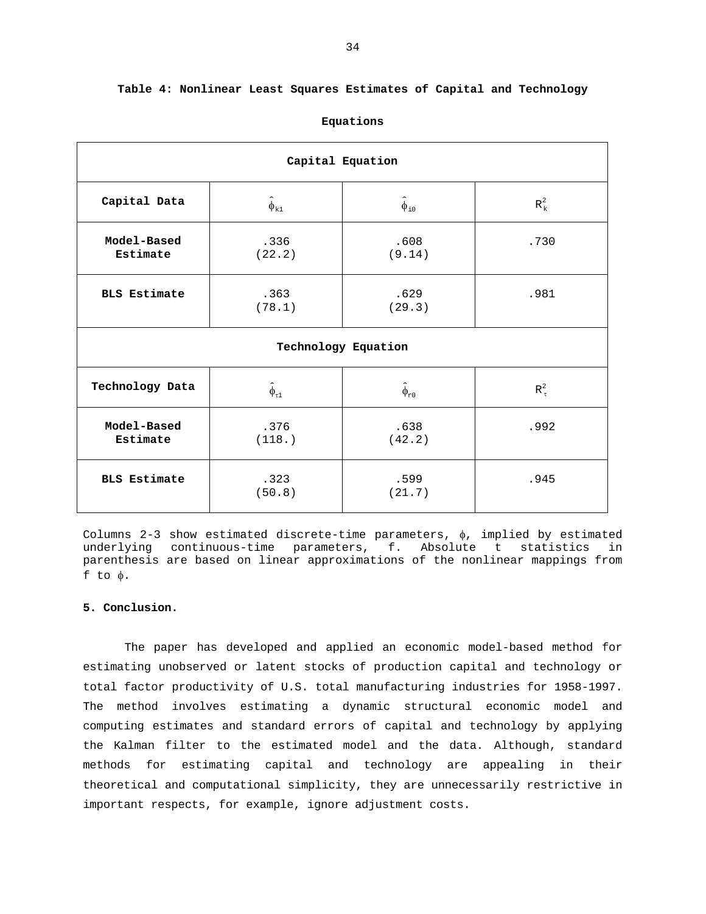**Table 4: Nonlinear Least Squares Estimates of Capital and Technology Equations**

| Capital Equation | | | |
|---|---|---|---|
| **Capital Data** | $\hat{\phi}_{k1}$ | $\hat{\phi}_{i0}$ | $R_k^2$ |
| **Model-Based Estimate** | .336 (22.2) | .608 (9.14) | .730 |
| **BLS Estimate** | .363 (78.1) | .629 (29.3) | .981 |
| **Technology Equation** | | | |
| **Technology Data** | $\hat{\phi}_{\tau 1}$ | $\hat{\phi}_{r0}$ | $R_\tau^2$ |
| **Model-Based Estimate** | .376 (118.) | .638 (42.2) | .992 |
| **BLS Estimate** | .323 (50.8) | .599 (21.7) | .945 |

Columns 2-3 show estimated discrete-time parameters, $\phi$, implied by estimated underlying continuous-time parameters, f. Absolute t statistics in parenthesis are based on linear approximations of the nonlinear mappings from f to $\phi$.

**5. Conclusion.**

The paper has developed and applied an economic model-based method for estimating unobserved or latent stocks of production capital and technology or total factor productivity of U.S. total manufacturing industries for 1958-1997. The method involves estimating a dynamic structural economic model and computing estimates and standard errors of capital and technology by applying the Kalman filter to the estimated model and the data. Although, standard methods for estimating capital and technology are appealing in their theoretical and computational simplicity, they are unnecessarily restrictive in important respects, for example, ignore adjustment costs.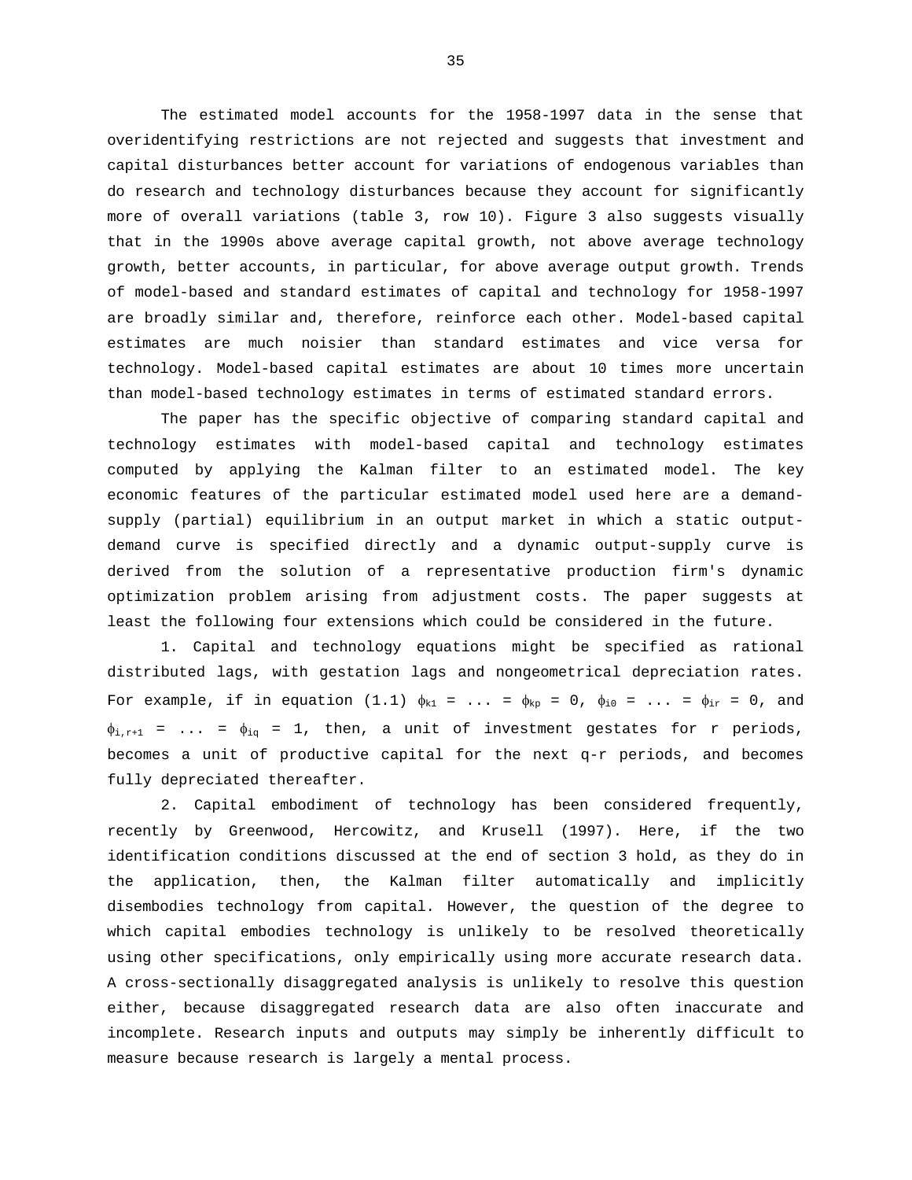The estimated model accounts for the 1958-1997 data in the sense that overidentifying restrictions are not rejected and suggests that investment and capital disturbances better account for variations of endogenous variables than do research and technology disturbances because they account for significantly more of overall variations (table 3, row 10). Figure 3 also suggests visually that in the 1990s above average capital growth, not above average technology growth, better accounts, in particular, for above average output growth. Trends of model-based and standard estimates of capital and technology for 1958-1997 are broadly similar and, therefore, reinforce each other. Model-based capital estimates are much noisier than standard estimates and vice versa for technology. Model-based capital estimates are about 10 times more uncertain than model-based technology estimates in terms of estimated standard errors.

The paper has the specific objective of comparing standard capital and technology estimates with model-based capital and technology estimates computed by applying the Kalman filter to an estimated model. The key economic features of the particular estimated model used here are a demand-supply (partial) equilibrium in an output market in which a static output-demand curve is specified directly and a dynamic output-supply curve is derived from the solution of a representative production firm's dynamic optimization problem arising from adjustment costs. The paper suggests at least the following four extensions which could be considered in the future.

1. Capital and technology equations might be specified as rational distributed lags, with gestation lags and nongeometrical depreciation rates. For example, if in equation (1.1) $\phi_{k1} = \ldots = \phi_{kp} = 0$, $\phi_{i0} = \ldots = \phi_{ir} = 0$, and $\phi_{i,r+1} = \ldots = \phi_{iq} = 1$, then, a unit of investment gestates for r periods, becomes a unit of productive capital for the next q-r periods, and becomes fully depreciated thereafter.

2. Capital embodiment of technology has been considered frequently, recently by Greenwood, Hercowitz, and Krusell (1997). Here, if the two identification conditions discussed at the end of section 3 hold, as they do in the application, then, the Kalman filter automatically and implicitly disembodies technology from capital. However, the question of the degree to which capital embodies technology is unlikely to be resolved theoretically using other specifications, only empirically using more accurate research data. A cross-sectionally disaggregated analysis is unlikely to resolve this question either, because disaggregated research data are also often inaccurate and incomplete. Research inputs and outputs may simply be inherently difficult to measure because research is largely a mental process.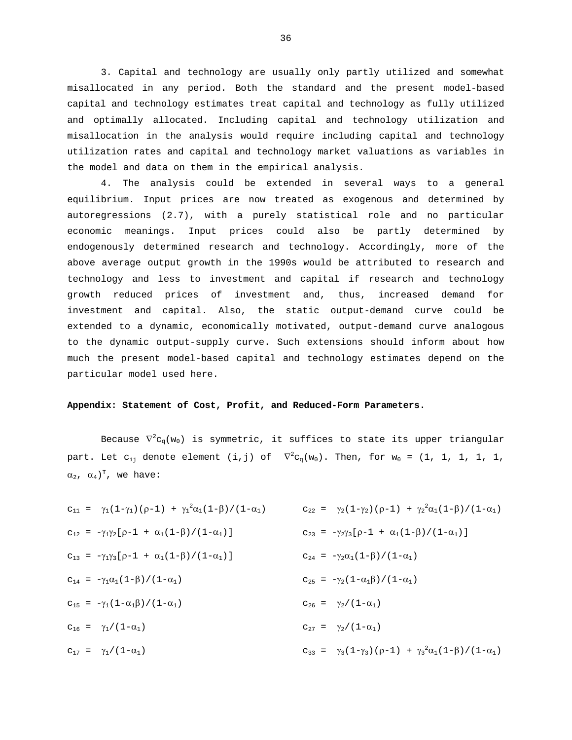3. Capital and technology are usually only partly utilized and somewhat misallocated in any period. Both the standard and the present model-based capital and technology estimates treat capital and technology as fully utilized and optimally allocated. Including capital and technology utilization and misallocation in the analysis would require including capital and technology utilization rates and capital and technology market valuations as variables in the model and data on them in the empirical analysis.

4. The analysis could be extended in several ways to a general equilibrium. Input prices are now treated as exogenous and determined by autoregressions (2.7), with a purely statistical role and no particular economic meanings. Input prices could also be partly determined by endogenously determined research and technology. Accordingly, more of the above average output growth in the 1990s would be attributed to research and technology and less to investment and capital if research and technology growth reduced prices of investment and, thus, increased demand for investment and capital. Also, the static output-demand curve could be extended to a dynamic, economically motivated, output-demand curve analogous to the dynamic output-supply curve. Such extensions should inform about how much the present model-based capital and technology estimates depend on the particular model used here.

**Appendix: Statement of Cost, Profit, and Reduced-Form Parameters.**

Because $\nabla^2 c_q(w_0)$ is symmetric, it suffices to state its upper triangular part. Let $c_{ij}$ denote element (i,j) of $\nabla^2 c_q(w_0)$. Then, for $w_0 = (1, 1, 1, 1, 1, \alpha_2, \alpha_4)^T$, we have:

$$c_{11} = \gamma_1(1-\gamma_1)(\rho-1) + \gamma_1^2\alpha_1(1-\beta)/(1-\alpha_1)$$

$$c_{12} = -\gamma_1\gamma_2[\rho-1 + \alpha_1(1-\beta)/(1-\alpha_1)]$$

$$c_{13} = -\gamma_1\gamma_3[\rho-1 + \alpha_1(1-\beta)/(1-\alpha_1)]$$

$$c_{14} = -\gamma_1\alpha_1(1-\beta)/(1-\alpha_1)$$

$$c_{15} = -\gamma_1(1-\alpha_1\beta)/(1-\alpha_1)$$

$$c_{16} = \gamma_1/(1-\alpha_1)$$

$$c_{17} = \gamma_1/(1-\alpha_1)$$

$$c_{22} = \gamma_2(1-\gamma_2)(\rho-1) + \gamma_2^2\alpha_1(1-\beta)/(1-\alpha_1)$$

$$c_{23} = -\gamma_2\gamma_3[\rho-1 + \alpha_1(1-\beta)/(1-\alpha_1)]$$

$$c_{24} = -\gamma_2\alpha_1(1-\beta)/(1-\alpha_1)$$

$$c_{25} = -\gamma_2(1-\alpha_1\beta)/(1-\alpha_1)$$

$$c_{26} = \gamma_2/(1-\alpha_1)$$

$$c_{27} = \gamma_2/(1-\alpha_1)$$

$$c_{33} = \gamma_3(1-\gamma_3)(\rho-1) + \gamma_3^2\alpha_1(1-\beta)/(1-\alpha_1)$$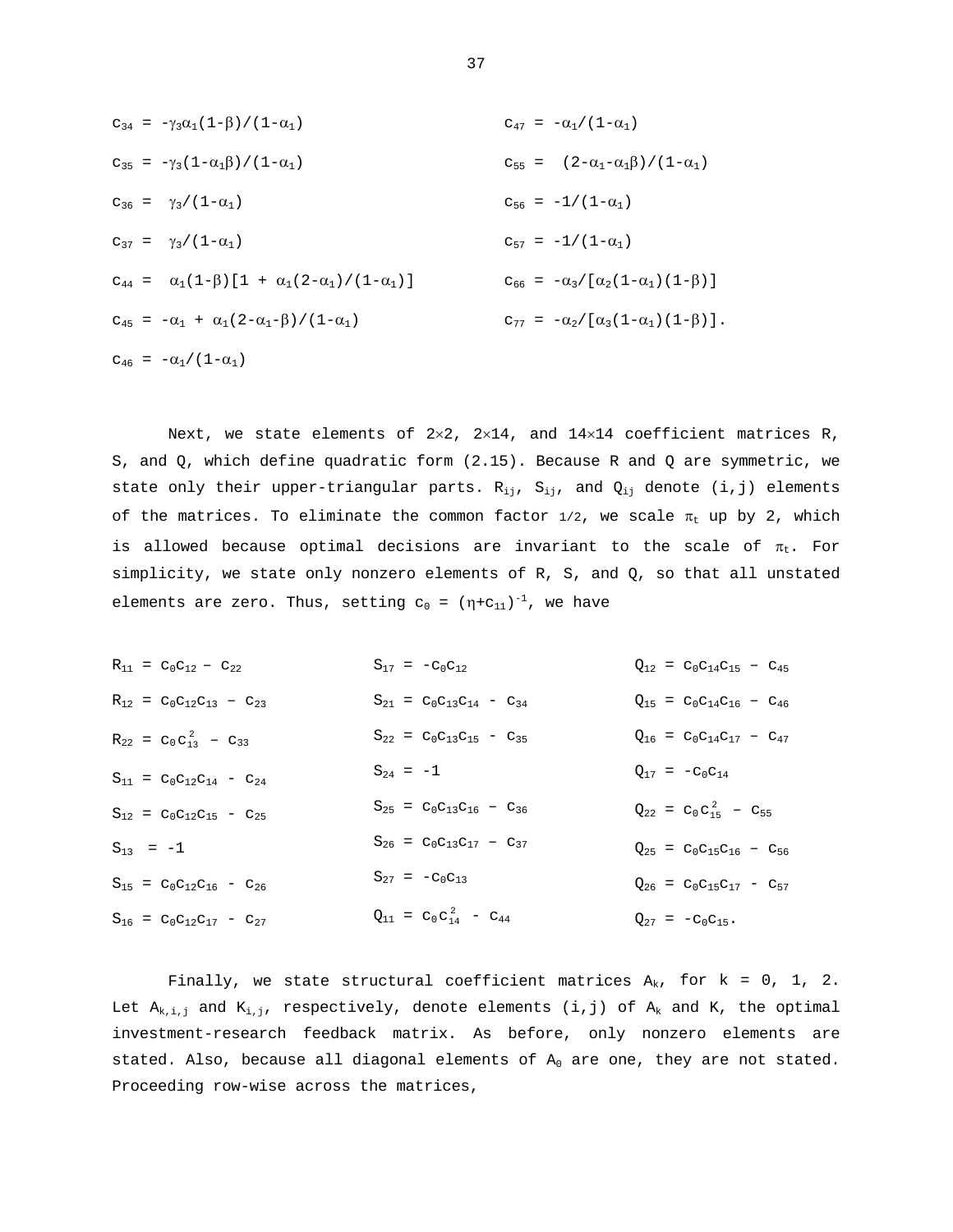$c_{34} = -\gamma_3\alpha_1(1-\beta)/(1-\alpha_1)$

$c_{35} = -\gamma_3(1-\alpha_1\beta)/(1-\alpha_1)$

$c_{36} = \gamma_3/(1-\alpha_1)$

$c_{37} = \gamma_3/(1-\alpha_1)$

$c_{44} = \alpha_1(1-\beta)[1 + \alpha_1(2-\alpha_1)/(1-\alpha_1)]$

$c_{45} = -\alpha_1 + \alpha_1(2-\alpha_1-\beta)/(1-\alpha_1)$

$c_{46} = -\alpha_1/(1-\alpha_1)$

$c_{47} = -\alpha_1/(1-\alpha_1)$

$c_{55} = (2-\alpha_1-\alpha_1\beta)/(1-\alpha_1)$

$c_{56} = -1/(1-\alpha_1)$

$c_{57} = -1/(1-\alpha_1)$

$c_{66} = -\alpha_3/[\alpha_2(1-\alpha_1)(1-\beta)]$

$c_{77} = -\alpha_2/[\alpha_3(1-\alpha_1)(1-\beta)]$.

Next, we state elements of 2×2, 2×14, and 14×14 coefficient matrices R, S, and Q, which define quadratic form (2.15). Because R and Q are symmetric, we state only their upper-triangular parts. $R_{ij}$, $S_{ij}$, and $Q_{ij}$ denote (i,j) elements of the matrices. To eliminate the common factor 1/2, we scale $\pi_t$ up by 2, which is allowed because optimal decisions are invariant to the scale of $\pi_t$. For simplicity, we state only nonzero elements of R, S, and Q, so that all unstated elements are zero. Thus, setting $c_0 = (\eta+c_{11})^{-1}$, we have

$R_{11} = c_0c_{12} - c_{22}$

$R_{12} = c_0c_{12}c_{13} - c_{23}$

$R_{22} = c_0c_{13}^2 - c_{33}$

$S_{11} = c_0c_{12}c_{14} - c_{24}$

$S_{12} = c_0c_{12}c_{15} - c_{25}$

$S_{13} = -1$

$S_{15} = c_0c_{12}c_{16} - c_{26}$

$S_{16} = c_0c_{12}c_{17} - c_{27}$

$S_{17} = -c_0c_{12}$

$S_{21} = c_0c_{13}c_{14} - c_{34}$

$S_{22} = c_0c_{13}c_{15} - c_{35}$

$S_{24} = -1$

$S_{25} = c_0c_{13}c_{16} - c_{36}$

$S_{26} = c_0c_{13}c_{17} - c_{37}$

$S_{27} = -c_0c_{13}$

$Q_{11} = c_0c_{14}^2 - c_{44}$

$Q_{12} = c_0c_{14}c_{15} - c_{45}$

$Q_{15} = c_0c_{14}c_{16} - c_{46}$

$Q_{16} = c_0c_{14}c_{17} - c_{47}$

$Q_{17} = -c_0c_{14}$

$Q_{22} = c_0c_{15}^2 - c_{55}$

$Q_{25} = c_0c_{15}c_{16} - c_{56}$

$Q_{26} = c_0c_{15}c_{17} - c_{57}$

$Q_{27} = -c_0c_{15}$.

Finally, we state structural coefficient matrices $A_k$, for k = 0, 1, 2. Let $A_{k,i,j}$ and $K_{i,j}$, respectively, denote elements (i,j) of $A_k$ and K, the optimal investment-research feedback matrix. As before, only nonzero elements are stated. Also, because all diagonal elements of $A_0$ are one, they are not stated. Proceeding row-wise across the matrices,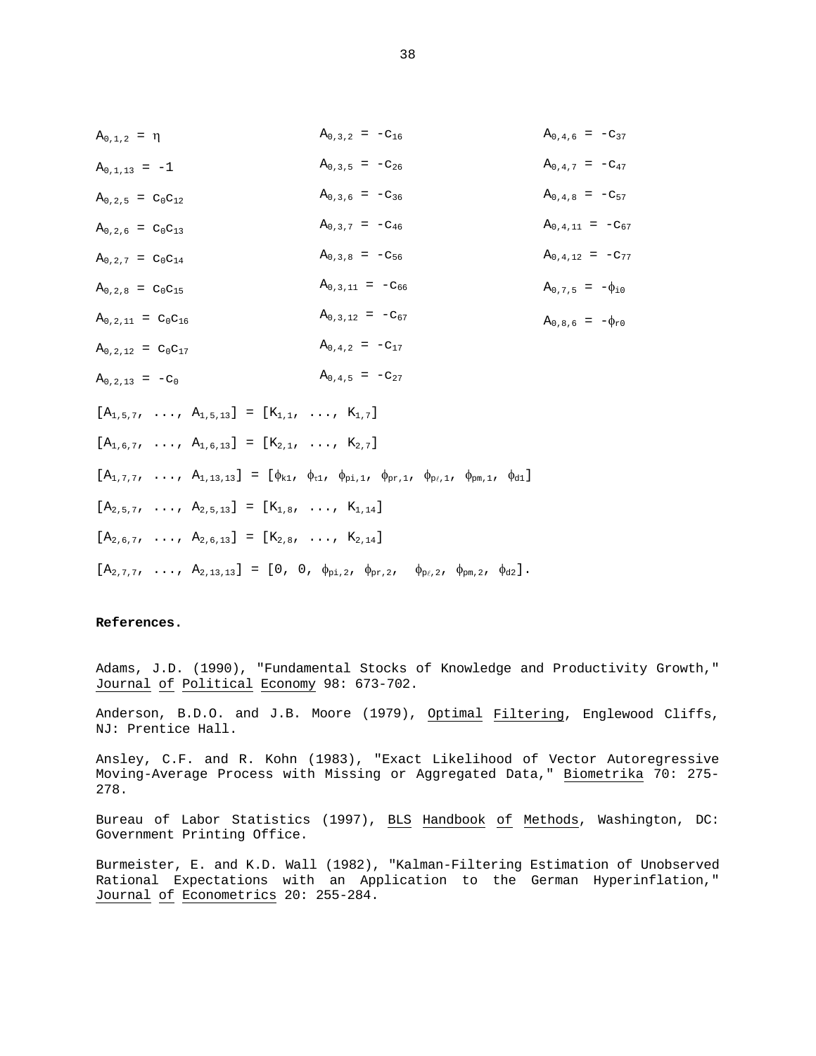$A_{0,1,2} = \eta$

$A_{0,1,13} = -1$

$A_{0,2,5} = c_0 c_{12}$

$A_{0,2,6} = c_0 c_{13}$

$A_{0,2,7} = c_0 c_{14}$

$A_{0,2,8} = c_0 c_{15}$

$A_{0,2,11} = c_0 c_{16}$

$A_{0,2,12} = c_0 c_{17}$

$A_{0,2,13} = -c_0$

$A_{0,3,2} = -c_{16}$

$A_{0,3,5} = -c_{26}$

$A_{0,3,6} = -c_{36}$

$A_{0,3,7} = -c_{46}$

$A_{0,3,8} = -c_{56}$

$A_{0,3,11} = -c_{66}$

$A_{0,3,12} = -c_{67}$

$A_{0,4,2} = -c_{17}$

$A_{0,4,5} = -c_{27}$

$A_{0,4,6} = -c_{37}$

$A_{0,4,7} = -c_{47}$

$A_{0,4,8} = -c_{57}$

$A_{0,4,11} = -c_{67}$

$A_{0,4,12} = -c_{77}$

$A_{0,7,5} = -\phi_{i0}$

$A_{0,8,6} = -\phi_{r0}$

$[A_{1,5,7}, \ldots, A_{1,5,13}] = [K_{1,1}, \ldots, K_{1,7}]$

$[A_{1,6,7}, \ldots, A_{1,6,13}] = [K_{2,1}, \ldots, K_{2,7}]$

$[A_{1,7,7}, \ldots, A_{1,13,13}] = [\phi_{k1}, \phi_{\tau1}, \phi_{pi,1}, \phi_{pr,1}, \phi_{p\ell,1}, \phi_{pm,1}, \phi_{d1}]$

$[A_{2,5,7}, \ldots, A_{2,5,13}] = [K_{1,8}, \ldots, K_{1,14}]$

$[A_{2,6,7}, \ldots, A_{2,6,13}] = [K_{2,8}, \ldots, K_{2,14}]$

$[A_{2,7,7}, \ldots, A_{2,13,13}] = [0, 0, \phi_{pi,2}, \phi_{pr,2}, \phi_{p\ell,2}, \phi_{pm,2}, \phi_{d2}]$.

**References.**

Adams, J.D. (1990), "Fundamental Stocks of Knowledge and Productivity Growth," Journal of Political Economy 98: 673-702.

Anderson, B.D.O. and J.B. Moore (1979), Optimal Filtering, Englewood Cliffs, NJ: Prentice Hall.

Ansley, C.F. and R. Kohn (1983), "Exact Likelihood of Vector Autoregressive Moving-Average Process with Missing or Aggregated Data," Biometrika 70: 275-278.

Bureau of Labor Statistics (1997), BLS Handbook of Methods, Washington, DC: Government Printing Office.

Burmeister, E. and K.D. Wall (1982), "Kalman-Filtering Estimation of Unobserved Rational Expectations with an Application to the German Hyperinflation," Journal of Econometrics 20: 255-284.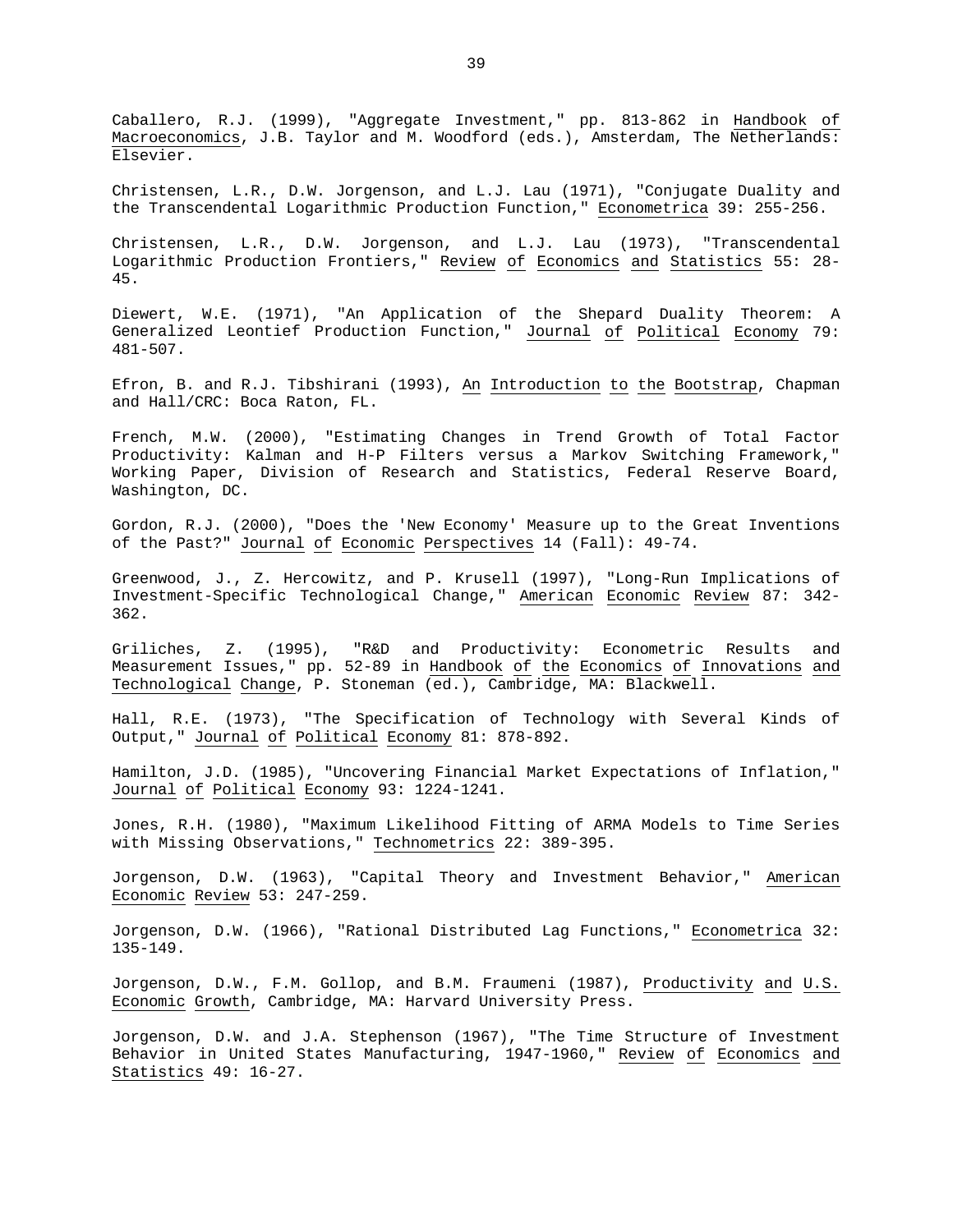Caballero, R.J. (1999), "Aggregate Investment," pp. 813-862 in Handbook of Macroeconomics, J.B. Taylor and M. Woodford (eds.), Amsterdam, The Netherlands: Elsevier.

Christensen, L.R., D.W. Jorgenson, and L.J. Lau (1971), "Conjugate Duality and the Transcendental Logarithmic Production Function," Econometrica 39: 255-256.

Christensen, L.R., D.W. Jorgenson, and L.J. Lau (1973), "Transcendental Logarithmic Production Frontiers," Review of Economics and Statistics 55: 28-45.

Diewert, W.E. (1971), "An Application of the Shepard Duality Theorem: A Generalized Leontief Production Function," Journal of Political Economy 79: 481-507.

Efron, B. and R.J. Tibshirani (1993), An Introduction to the Bootstrap, Chapman and Hall/CRC: Boca Raton, FL.

French, M.W. (2000), "Estimating Changes in Trend Growth of Total Factor Productivity: Kalman and H-P Filters versus a Markov Switching Framework," Working Paper, Division of Research and Statistics, Federal Reserve Board, Washington, DC.

Gordon, R.J. (2000), "Does the 'New Economy' Measure up to the Great Inventions of the Past?" Journal of Economic Perspectives 14 (Fall): 49-74.

Greenwood, J., Z. Hercowitz, and P. Krusell (1997), "Long-Run Implications of Investment-Specific Technological Change," American Economic Review 87: 342-362.

Griliches, Z. (1995), "R&D and Productivity: Econometric Results and Measurement Issues," pp. 52-89 in Handbook of the Economics of Innovations and Technological Change, P. Stoneman (ed.), Cambridge, MA: Blackwell.

Hall, R.E. (1973), "The Specification of Technology with Several Kinds of Output," Journal of Political Economy 81: 878-892.

Hamilton, J.D. (1985), "Uncovering Financial Market Expectations of Inflation," Journal of Political Economy 93: 1224-1241.

Jones, R.H. (1980), "Maximum Likelihood Fitting of ARMA Models to Time Series with Missing Observations," Technometrics 22: 389-395.

Jorgenson, D.W. (1963), "Capital Theory and Investment Behavior," American Economic Review 53: 247-259.

Jorgenson, D.W. (1966), "Rational Distributed Lag Functions," Econometrica 32: 135-149.

Jorgenson, D.W., F.M. Gollop, and B.M. Fraumeni (1987), Productivity and U.S. Economic Growth, Cambridge, MA: Harvard University Press.

Jorgenson, D.W. and J.A. Stephenson (1967), "The Time Structure of Investment Behavior in United States Manufacturing, 1947-1960," Review of Economics and Statistics 49: 16-27.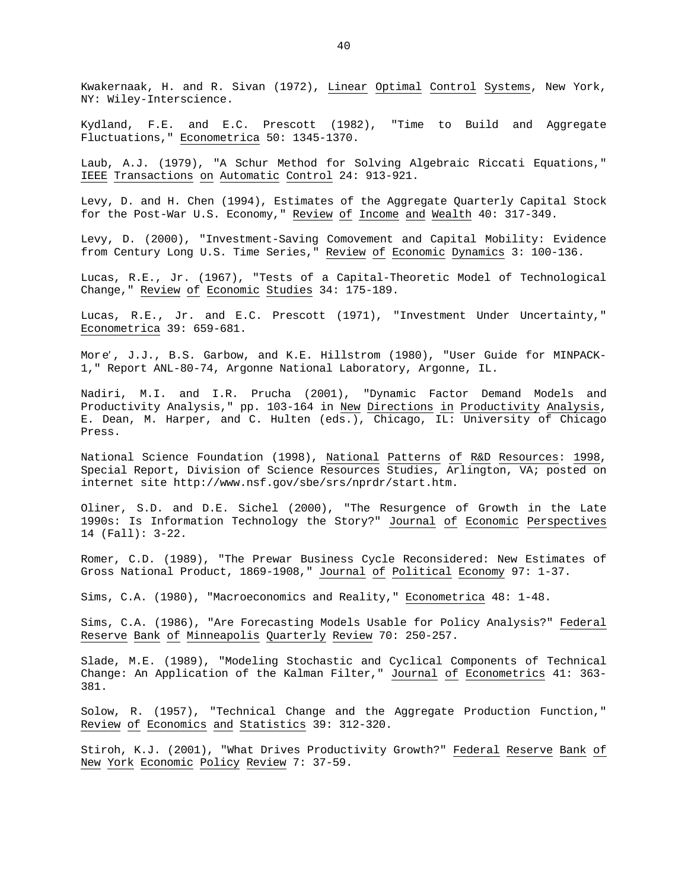Kwakernaak, H. and R. Sivan (1972), Linear Optimal Control Systems, New York, NY: Wiley-Interscience.

Kydland, F.E. and E.C. Prescott (1982), "Time to Build and Aggregate Fluctuations," Econometrica 50: 1345-1370.

Laub, A.J. (1979), "A Schur Method for Solving Algebraic Riccati Equations," IEEE Transactions on Automatic Control 24: 913-921.

Levy, D. and H. Chen (1994), Estimates of the Aggregate Quarterly Capital Stock for the Post-War U.S. Economy," Review of Income and Wealth 40: 317-349.

Levy, D. (2000), "Investment-Saving Comovement and Capital Mobility: Evidence from Century Long U.S. Time Series," Review of Economic Dynamics 3: 100-136.

Lucas, R.E., Jr. (1967), "Tests of a Capital-Theoretic Model of Technological Change," Review of Economic Studies 34: 175-189.

Lucas, R.E., Jr. and E.C. Prescott (1971), "Investment Under Uncertainty," Econometrica 39: 659-681.

Moré, J.J., B.S. Garbow, and K.E. Hillstrom (1980), "User Guide for MINPACK-1," Report ANL-80-74, Argonne National Laboratory, Argonne, IL.

Nadiri, M.I. and I.R. Prucha (2001), "Dynamic Factor Demand Models and Productivity Analysis," pp. 103-164 in New Directions in Productivity Analysis, E. Dean, M. Harper, and C. Hulten (eds.), Chicago, IL: University of Chicago Press.

National Science Foundation (1998), National Patterns of R&D Resources: 1998, Special Report, Division of Science Resources Studies, Arlington, VA; posted on internet site http://www.nsf.gov/sbe/srs/nprdr/start.htm.

Oliner, S.D. and D.E. Sichel (2000), "The Resurgence of Growth in the Late 1990s: Is Information Technology the Story?" Journal of Economic Perspectives 14 (Fall): 3-22.

Romer, C.D. (1989), "The Prewar Business Cycle Reconsidered: New Estimates of Gross National Product, 1869-1908," Journal of Political Economy 97: 1-37.

Sims, C.A. (1980), "Macroeconomics and Reality," Econometrica 48: 1-48.

Sims, C.A. (1986), "Are Forecasting Models Usable for Policy Analysis?" Federal Reserve Bank of Minneapolis Quarterly Review 70: 250-257.

Slade, M.E. (1989), "Modeling Stochastic and Cyclical Components of Technical Change: An Application of the Kalman Filter," Journal of Econometrics 41: 363-381.

Solow, R. (1957), "Technical Change and the Aggregate Production Function," Review of Economics and Statistics 39: 312-320.

Stiroh, K.J. (2001), "What Drives Productivity Growth?" Federal Reserve Bank of New York Economic Policy Review 7: 37-59.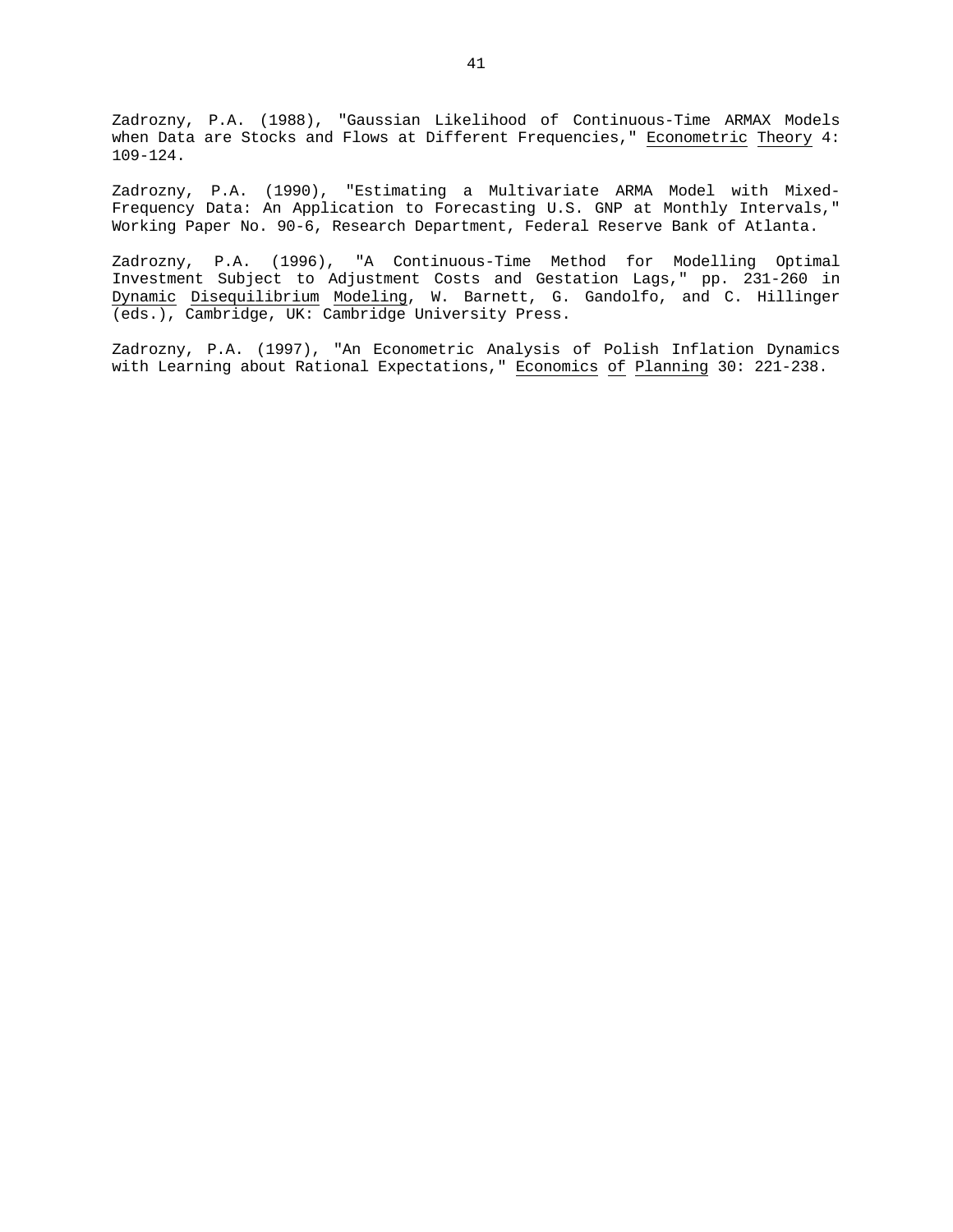Zadrozny, P.A. (1988), "Gaussian Likelihood of Continuous-Time ARMAX Models when Data are Stocks and Flows at Different Frequencies," _Econometric Theory_ 4: 109-124.

Zadrozny, P.A. (1990), "Estimating a Multivariate ARMA Model with Mixed-Frequency Data: An Application to Forecasting U.S. GNP at Monthly Intervals," Working Paper No. 90-6, Research Department, Federal Reserve Bank of Atlanta.

Zadrozny, P.A. (1996), "A Continuous-Time Method for Modelling Optimal Investment Subject to Adjustment Costs and Gestation Lags," pp. 231-260 in _Dynamic Disequilibrium Modeling_, W. Barnett, G. Gandolfo, and C. Hillinger (eds.), Cambridge, UK: Cambridge University Press.

Zadrozny, P.A. (1997), "An Econometric Analysis of Polish Inflation Dynamics with Learning about Rational Expectations," _Economics of Planning_ 30: 221-238.